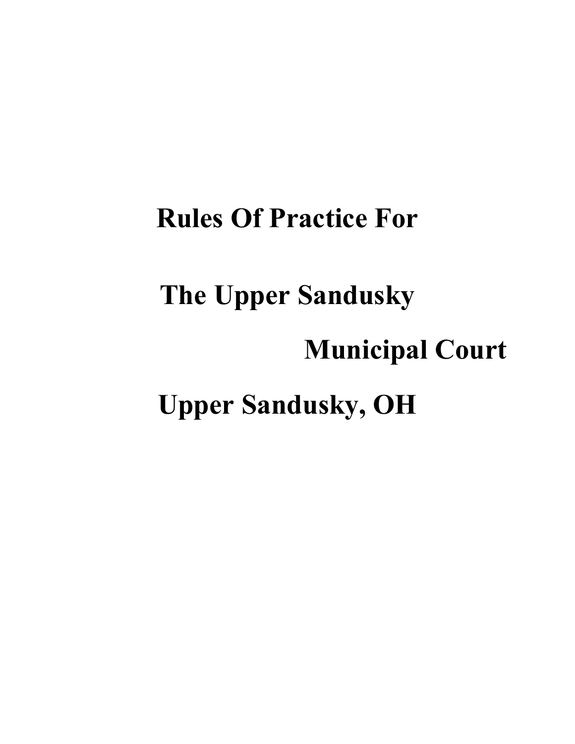# Rules Of Practice For

# The Upper Sandusky

# Municipal Court

# Upper Sandusky, OH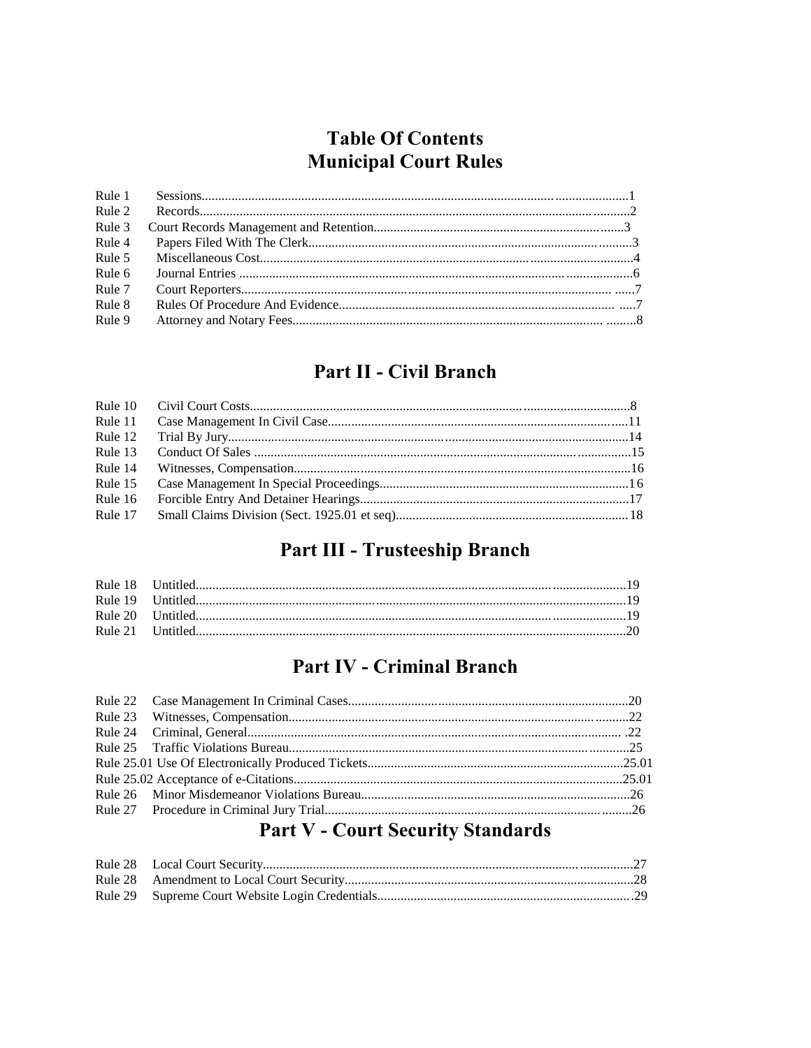# Table Of Contents
# Municipal Court Rules

| | | |
|---|---|---|
| Rule 1 | Sessions | 1 |
| Rule 2 | Records | 2 |
| Rule 3 | Court Records Management and Retention | 3 |
| Rule 4 | Papers Filed With The Clerk | 3 |
| Rule 5 | Miscellaneous Cost | 4 |
| Rule 6 | Journal Entries | 6 |
| Rule 7 | Court Reporters | 7 |
| Rule 8 | Rules Of Procedure And Evidence | 7 |
| Rule 9 | Attorney and Notary Fees | 8 |

## Part II - Civil Branch

| | | |
|---|---|---|
| Rule 10 | Civil Court Costs | 8 |
| Rule 11 | Case Management In Civil Case | 11 |
| Rule 12 | Trial By Jury | 14 |
| Rule 13 | Conduct Of Sales | 15 |
| Rule 14 | Witnesses, Compensation | 16 |
| Rule 15 | Case Management In Special Proceedings | 16 |
| Rule 16 | Forcible Entry And Detainer Hearings | 17 |
| Rule 17 | Small Claims Division (Sect. 1925.01 et seq) | 18 |

## Part III - Trusteeship Branch

| | | |
|---|---|---|
| Rule 18 | Untitled | 19 |
| Rule 19 | Untitled | 19 |
| Rule 20 | Untitled | 19 |
| Rule 21 | Untitled | 20 |

## Part IV - Criminal Branch

| | | |
|---|---|---|
| Rule 22 | Case Management In Criminal Cases | 20 |
| Rule 23 | Witnesses, Compensation | 22 |
| Rule 24 | Criminal, General | 22 |
| Rule 25 | Traffic Violations Bureau | 25 |
| Rule 25.01 | Use Of Electronically Produced Tickets | 25.01 |
| Rule 25.02 | Acceptance of e-Citations | 25.01 |
| Rule 26 | Minor Misdemeanor Violations Bureau | 26 |
| Rule 27 | Procedure in Criminal Jury Trial | 26 |

## Part V - Court Security Standards

| | | |
|---|---|---|
| Rule 28 | Local Court Security | 27 |
| Rule 28 | Amendment to Local Court Security | 28 |
| Rule 29 | Supreme Court Website Login Credentials | 29 |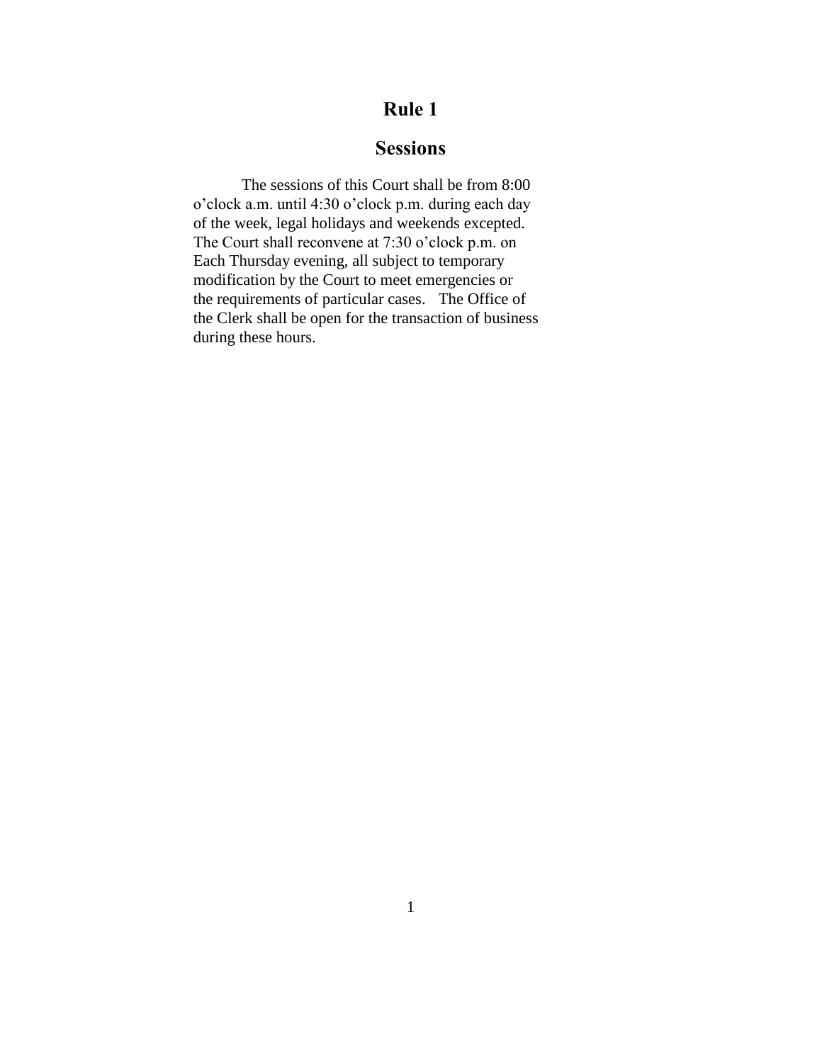# Rule 1

## Sessions

The sessions of this Court shall be from 8:00 o'clock a.m. until 4:30 o'clock p.m. during each day of the week, legal holidays and weekends excepted. The Court shall reconvene at 7:30 o'clock p.m. on Each Thursday evening, all subject to temporary modification by the Court to meet emergencies or the requirements of particular cases. The Office of the Clerk shall be open for the transaction of business during these hours.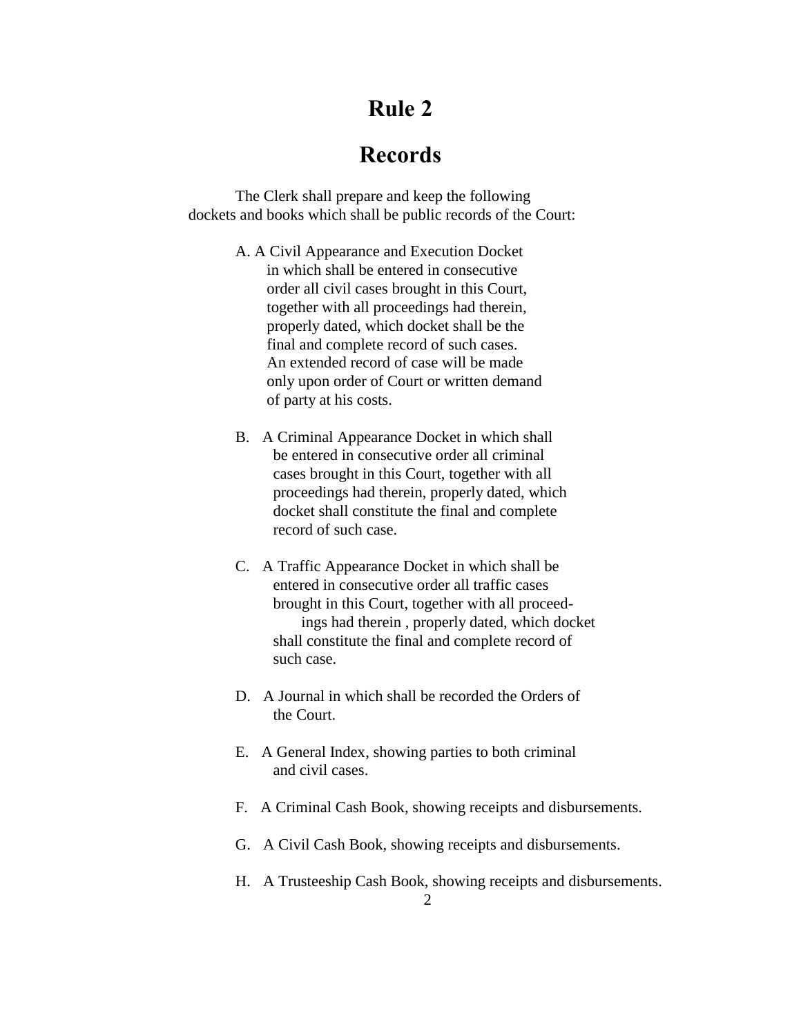# Rule 2

# Records

The Clerk shall prepare and keep the following dockets and books which shall be public records of the Court:

A. A Civil Appearance and Execution Docket in which shall be entered in consecutive order all civil cases brought in this Court, together with all proceedings had therein, properly dated, which docket shall be the final and complete record of such cases. An extended record of case will be made only upon order of Court or written demand of party at his costs.

B. A Criminal Appearance Docket in which shall be entered in consecutive order all criminal cases brought in this Court, together with all proceedings had therein, properly dated, which docket shall constitute the final and complete record of such case.

C. A Traffic Appearance Docket in which shall be entered in consecutive order all traffic cases brought in this Court, together with all proceedings had therein , properly dated, which docket shall constitute the final and complete record of such case.

D. A Journal in which shall be recorded the Orders of the Court.

E. A General Index, showing parties to both criminal and civil cases.

F. A Criminal Cash Book, showing receipts and disbursements.

G. A Civil Cash Book, showing receipts and disbursements.

H. A Trusteeship Cash Book, showing receipts and disbursements.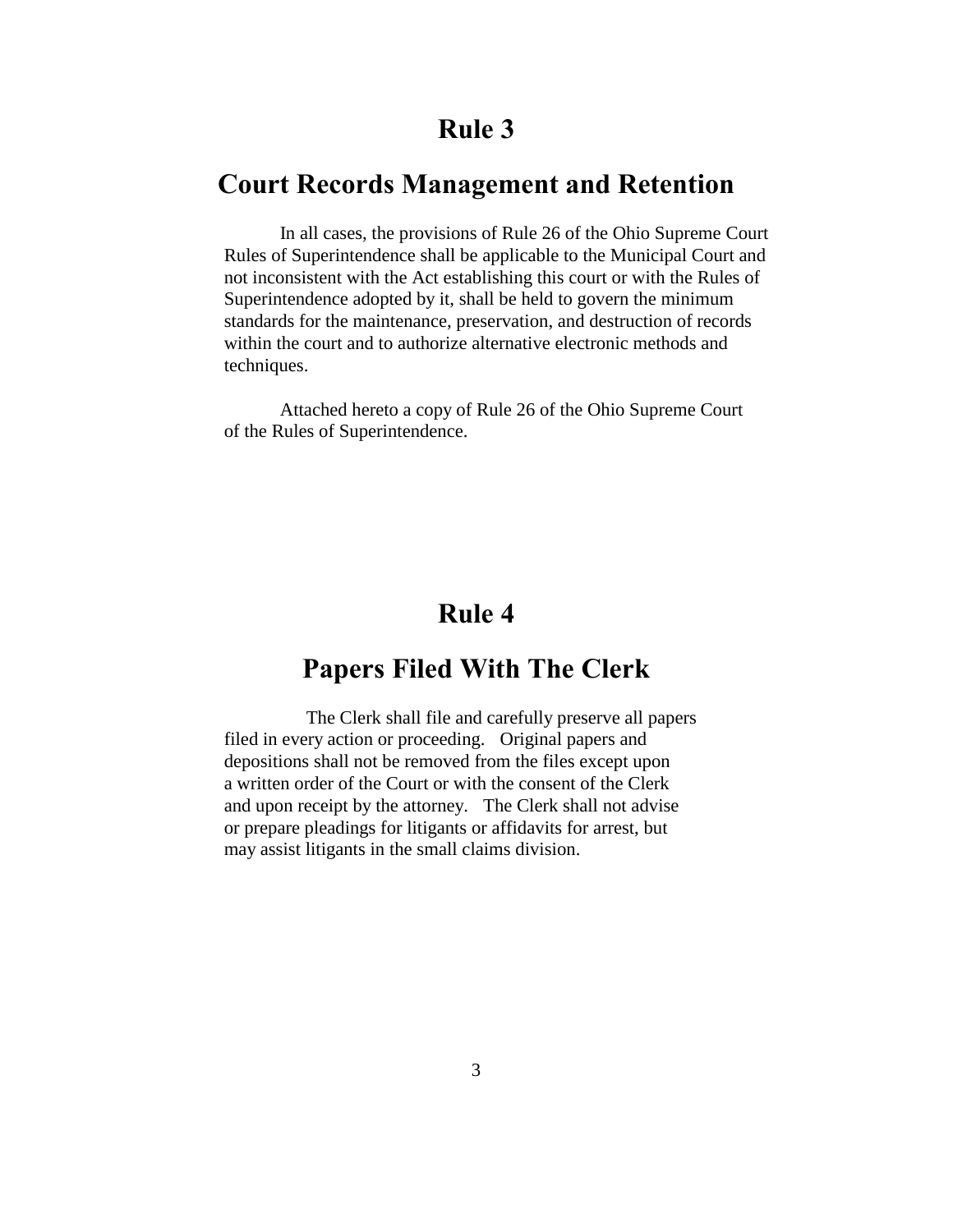# Rule 3

## Court Records Management and Retention

In all cases, the provisions of Rule 26 of the Ohio Supreme Court Rules of Superintendence shall be applicable to the Municipal Court and not inconsistent with the Act establishing this court or with the Rules of Superintendence adopted by it, shall be held to govern the minimum standards for the maintenance, preservation, and destruction of records within the court and to authorize alternative electronic methods and techniques.

Attached hereto a copy of Rule 26 of the Ohio Supreme Court of the Rules of Superintendence.

# Rule 4

## Papers Filed With The Clerk

The Clerk shall file and carefully preserve all papers filed in every action or proceeding. Original papers and depositions shall not be removed from the files except upon a written order of the Court or with the consent of the Clerk and upon receipt by the attorney. The Clerk shall not advise or prepare pleadings for litigants or affidavits for arrest, but may assist litigants in the small claims division.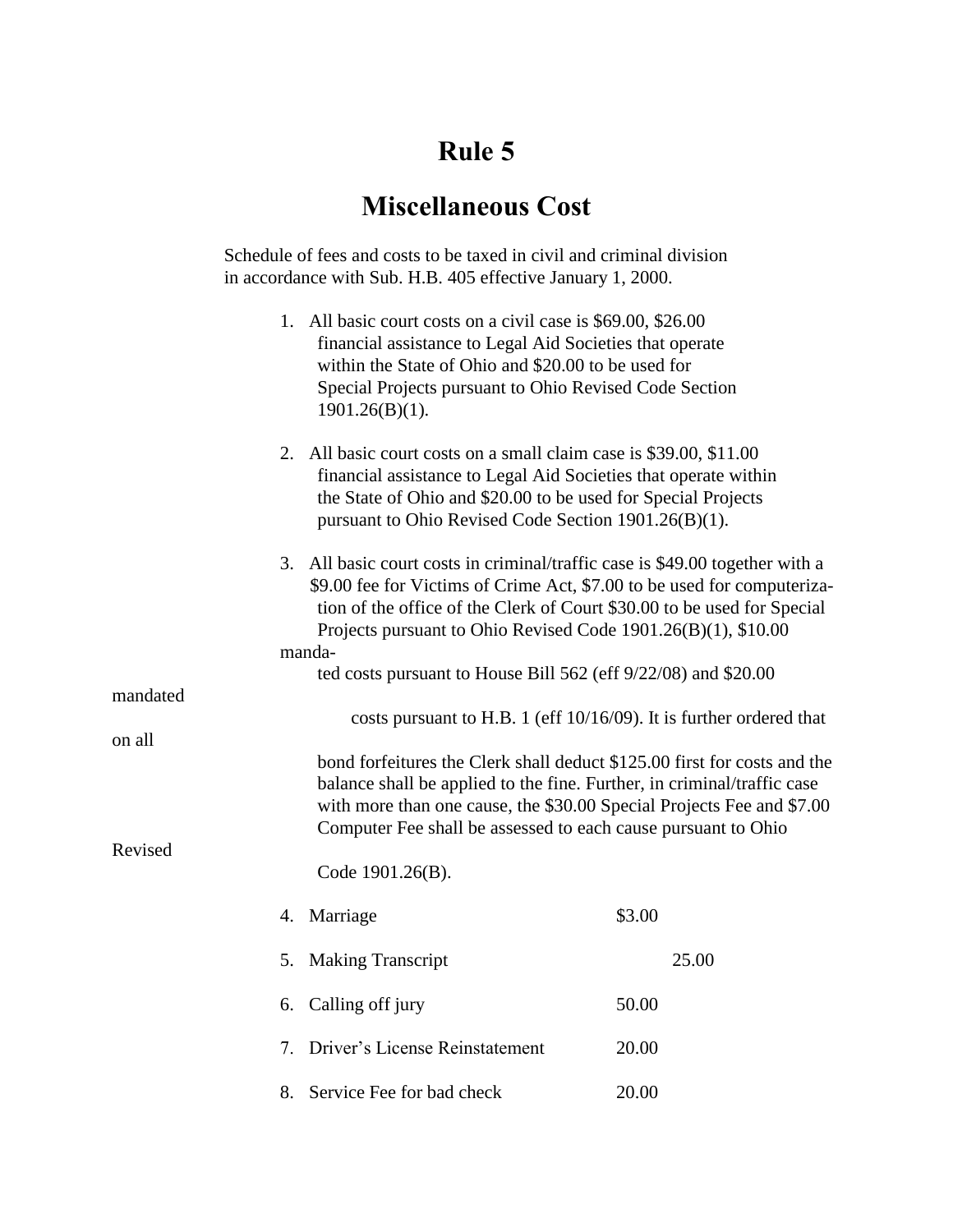# Rule 5

# Miscellaneous Cost

Schedule of fees and costs to be taxed in civil and criminal division in accordance with Sub. H.B. 405 effective January 1, 2000.

1. All basic court costs on a civil case is $69.00, $26.00 financial assistance to Legal Aid Societies that operate within the State of Ohio and $20.00 to be used for Special Projects pursuant to Ohio Revised Code Section 1901.26(B)(1).

2. All basic court costs on a small claim case is $39.00, $11.00 financial assistance to Legal Aid Societies that operate within the State of Ohio and $20.00 to be used for Special Projects pursuant to Ohio Revised Code Section 1901.26(B)(1).

3. All basic court costs in criminal/traffic case is $49.00 together with a $9.00 fee for Victims of Crime Act, $7.00 to be used for computerization of the office of the Clerk of Court $30.00 to be used for Special Projects pursuant to Ohio Revised Code 1901.26(B)(1), $10.00 mandated costs pursuant to House Bill 562 (eff 9/22/08) and $20.00 mandated costs pursuant to H.B. 1 (eff 10/16/09). It is further ordered that on all bond forfeitures the Clerk shall deduct $125.00 first for costs and the balance shall be applied to the fine. Further, in criminal/traffic case with more than one cause, the $30.00 Special Projects Fee and $7.00 Computer Fee shall be assessed to each cause pursuant to Ohio Revised Code 1901.26(B).

4. Marriage — $3.00

5. Making Transcript — 25.00

6. Calling off jury — 50.00

7. Driver's License Reinstatement — 20.00

8. Service Fee for bad check — 20.00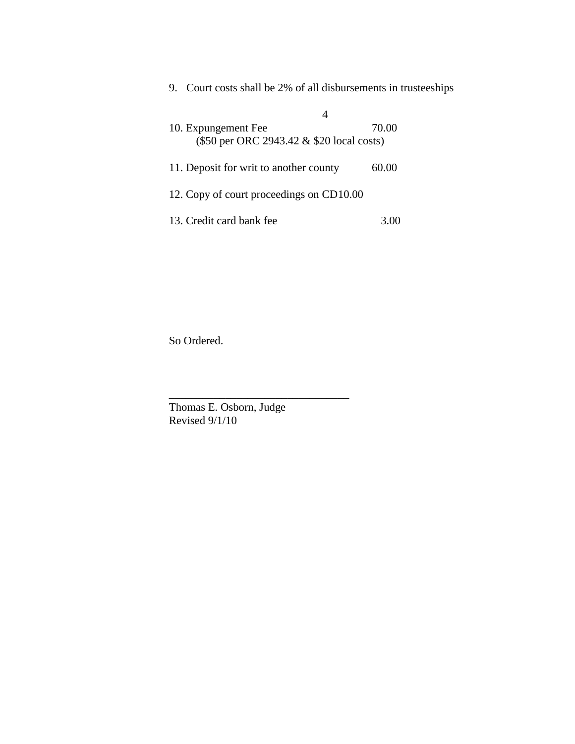9. Court costs shall be 2% of all disbursements in trusteeships

10. Expungement Fee 70.00
    ($50 per ORC 2943.42 & $20 local costs)

11. Deposit for writ to another county 60.00

12. Copy of court proceedings on CD10.00

13. Credit card bank fee 3.00

So Ordered.

_________________________________
Thomas E. Osborn, Judge
Revised 9/1/10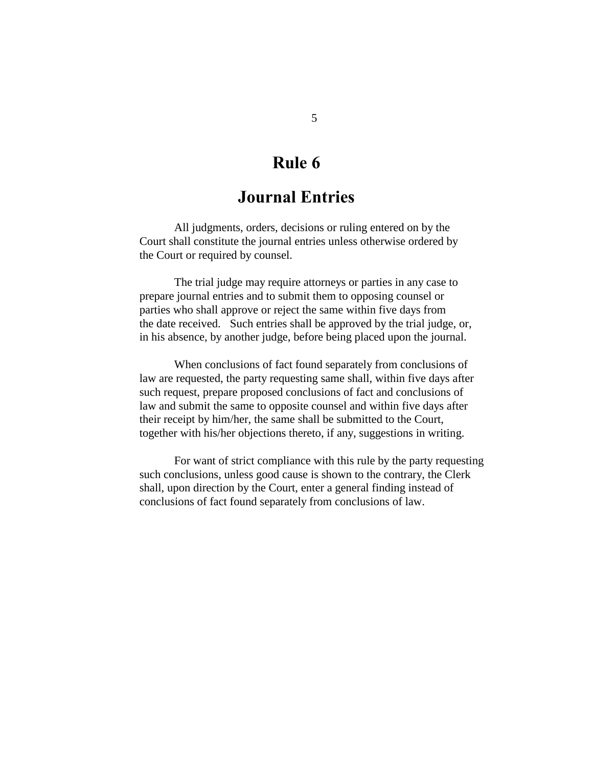# Rule 6

## Journal Entries

All judgments, orders, decisions or ruling entered on by the Court shall constitute the journal entries unless otherwise ordered by the Court or required by counsel.

The trial judge may require attorneys or parties in any case to prepare journal entries and to submit them to opposing counsel or parties who shall approve or reject the same within five days from the date received. Such entries shall be approved by the trial judge, or, in his absence, by another judge, before being placed upon the journal.

When conclusions of fact found separately from conclusions of law are requested, the party requesting same shall, within five days after such request, prepare proposed conclusions of fact and conclusions of law and submit the same to opposite counsel and within five days after their receipt by him/her, the same shall be submitted to the Court, together with his/her objections thereto, if any, suggestions in writing.

For want of strict compliance with this rule by the party requesting such conclusions, unless good cause is shown to the contrary, the Clerk shall, upon direction by the Court, enter a general finding instead of conclusions of fact found separately from conclusions of law.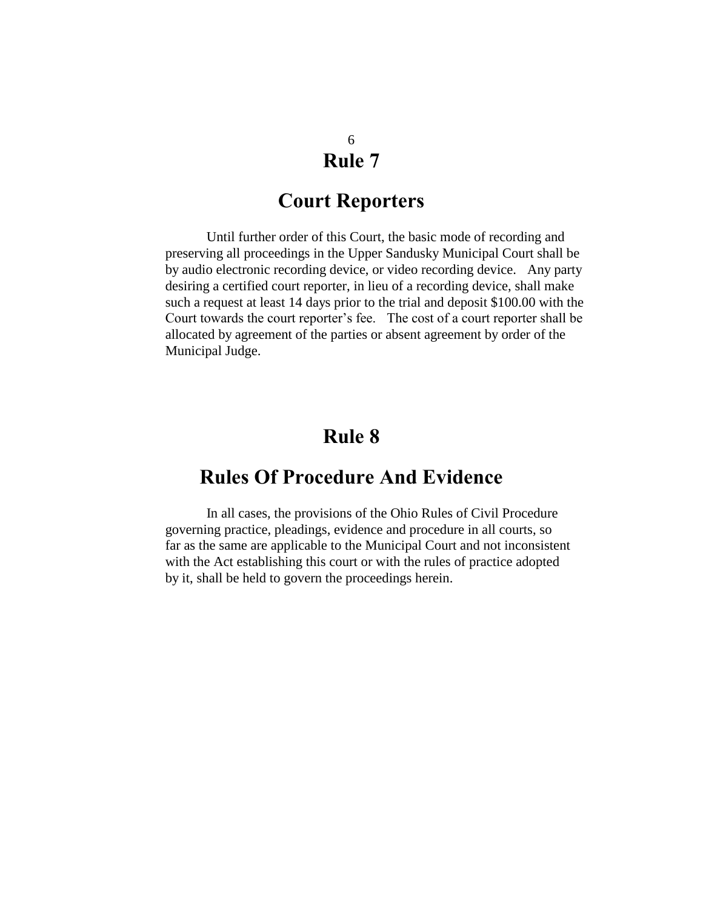## Rule 7

## Court Reporters

Until further order of this Court, the basic mode of recording and preserving all proceedings in the Upper Sandusky Municipal Court shall be by audio electronic recording device, or video recording device. Any party desiring a certified court reporter, in lieu of a recording device, shall make such a request at least 14 days prior to the trial and deposit $100.00 with the Court towards the court reporter's fee. The cost of a court reporter shall be allocated by agreement of the parties or absent agreement by order of the Municipal Judge.

## Rule 8

## Rules Of Procedure And Evidence

In all cases, the provisions of the Ohio Rules of Civil Procedure governing practice, pleadings, evidence and procedure in all courts, so far as the same are applicable to the Municipal Court and not inconsistent with the Act establishing this court or with the rules of practice adopted by it, shall be held to govern the proceedings herein.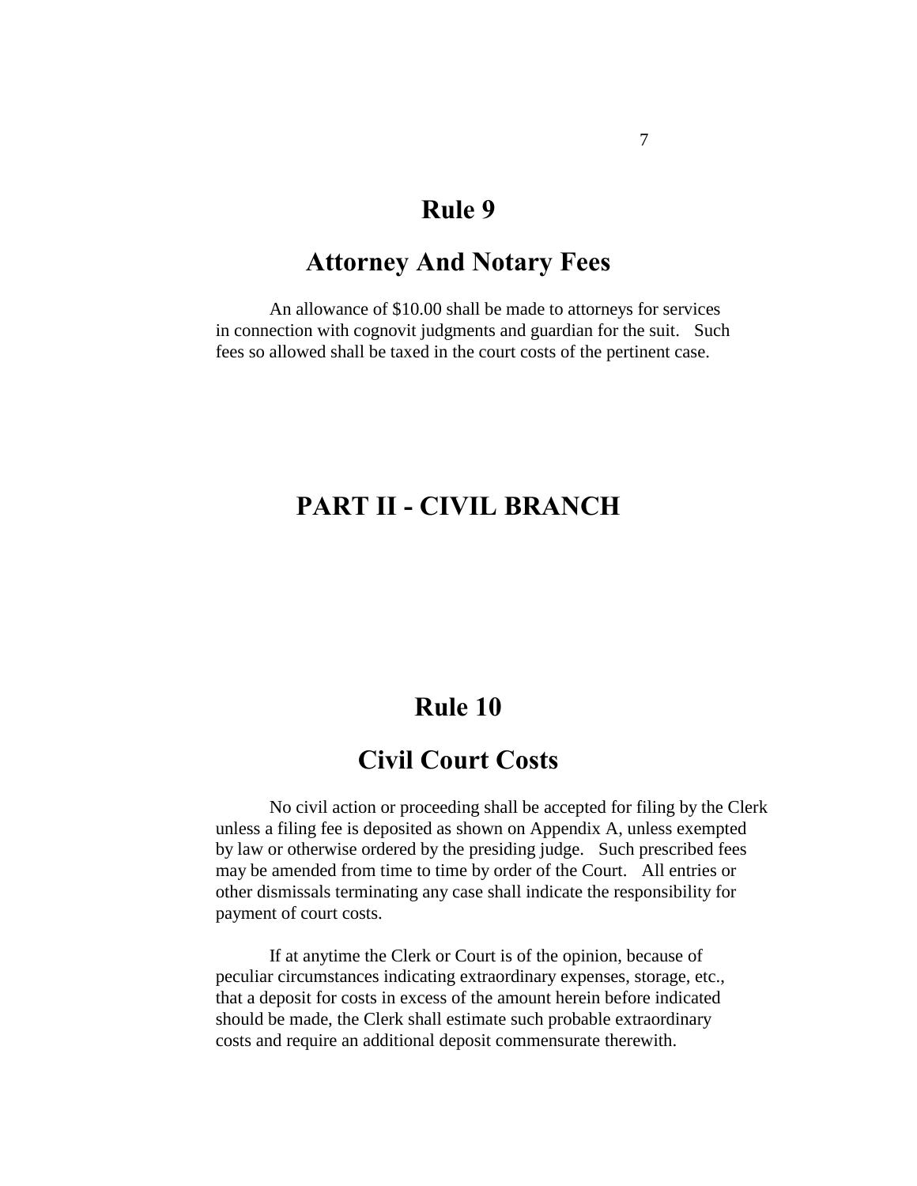## Rule 9

## Attorney And Notary Fees

An allowance of $10.00 shall be made to attorneys for services in connection with cognovit judgments and guardian for the suit. Such fees so allowed shall be taxed in the court costs of the pertinent case.

# PART II - CIVIL BRANCH

## Rule 10

## Civil Court Costs

No civil action or proceeding shall be accepted for filing by the Clerk unless a filing fee is deposited as shown on Appendix A, unless exempted by law or otherwise ordered by the presiding judge. Such prescribed fees may be amended from time to time by order of the Court. All entries or other dismissals terminating any case shall indicate the responsibility for payment of court costs.

If at anytime the Clerk or Court is of the opinion, because of peculiar circumstances indicating extraordinary expenses, storage, etc., that a deposit for costs in excess of the amount herein before indicated should be made, the Clerk shall estimate such probable extraordinary costs and require an additional deposit commensurate therewith.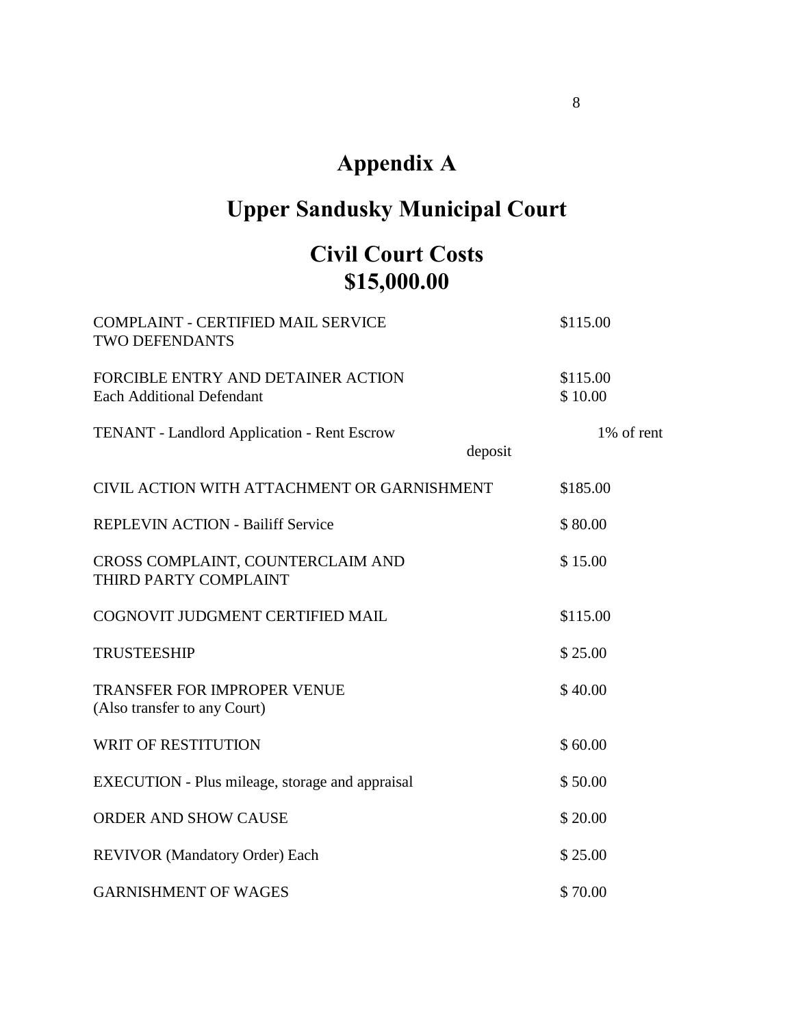# Appendix A

# Upper Sandusky Municipal Court

# Civil Court Costs
# $15,000.00

| | |
|---|---|
| COMPLAINT - CERTIFIED MAIL SERVICE<br>TWO DEFENDANTS | $115.00 |
| FORCIBLE ENTRY AND DETAINER ACTION<br>Each Additional Defendant | $115.00<br>$ 10.00 |
| TENANT - Landlord Application - Rent Escrow | 1% of rent deposit |
| CIVIL ACTION WITH ATTACHMENT OR GARNISHMENT | $185.00 |
| REPLEVIN ACTION - Bailiff Service | $ 80.00 |
| CROSS COMPLAINT, COUNTERCLAIM AND THIRD PARTY COMPLAINT | $ 15.00 |
| COGNOVIT JUDGMENT CERTIFIED MAIL | $115.00 |
| TRUSTEESHIP | $ 25.00 |
| TRANSFER FOR IMPROPER VENUE<br>(Also transfer to any Court) | $ 40.00 |
| WRIT OF RESTITUTION | $ 60.00 |
| EXECUTION - Plus mileage, storage and appraisal | $ 50.00 |
| ORDER AND SHOW CAUSE | $ 20.00 |
| REVIVOR (Mandatory Order) Each | $ 25.00 |
| GARNISHMENT OF WAGES | $ 70.00 |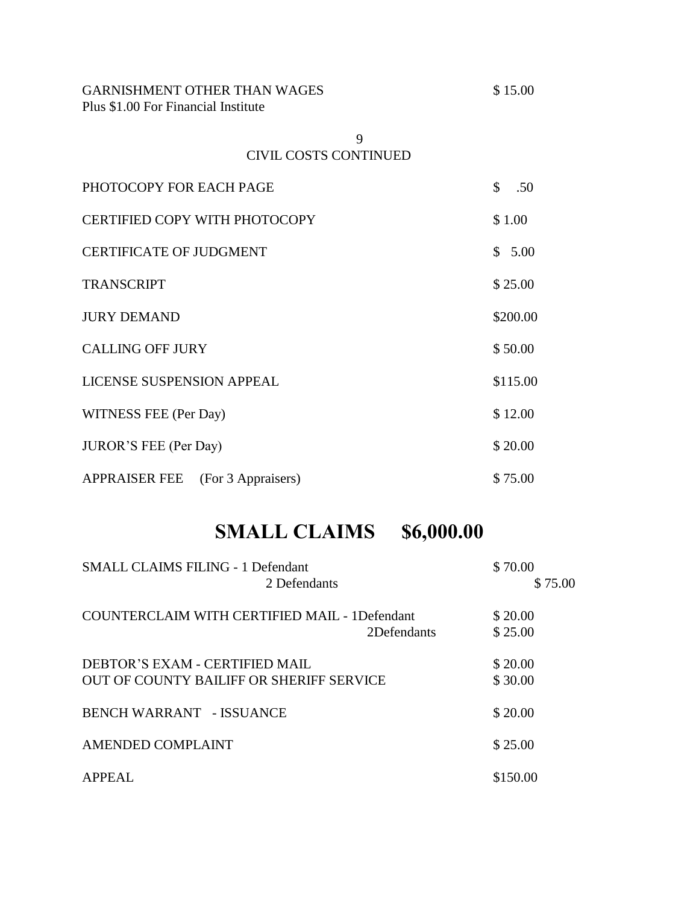| | |
|---|---|
| GARNISHMENT OTHER THAN WAGES<br>Plus $1.00 For Financial Institute | $ 15.00 |

## CIVIL COSTS CONTINUED

| | |
|---|---|
| PHOTOCOPY FOR EACH PAGE | $ .50 |
| CERTIFIED COPY WITH PHOTOCOPY | $ 1.00 |
| CERTIFICATE OF JUDGMENT | $ 5.00 |
| TRANSCRIPT | $ 25.00 |
| JURY DEMAND | $200.00 |
| CALLING OFF JURY | $ 50.00 |
| LICENSE SUSPENSION APPEAL | $115.00 |
| WITNESS FEE (Per Day) | $ 12.00 |
| JUROR'S FEE (Per Day) | $ 20.00 |
| APPRAISER FEE (For 3 Appraisers) | $ 75.00 |

# SMALL CLAIMS $6,000.00

| | |
|---|---|
| SMALL CLAIMS FILING - 1 Defendant | $ 70.00 |
| 2 Defendants | $ 75.00 |
| COUNTERCLAIM WITH CERTIFIED MAIL - 1Defendant | $ 20.00 |
| 2Defendants | $ 25.00 |
| DEBTOR'S EXAM - CERTIFIED MAIL | $ 20.00 |
| OUT OF COUNTY BAILIFF OR SHERIFF SERVICE | $ 30.00 |
| BENCH WARRANT - ISSUANCE | $ 20.00 |
| AMENDED COMPLAINT | $ 25.00 |
| APPEAL | $150.00 |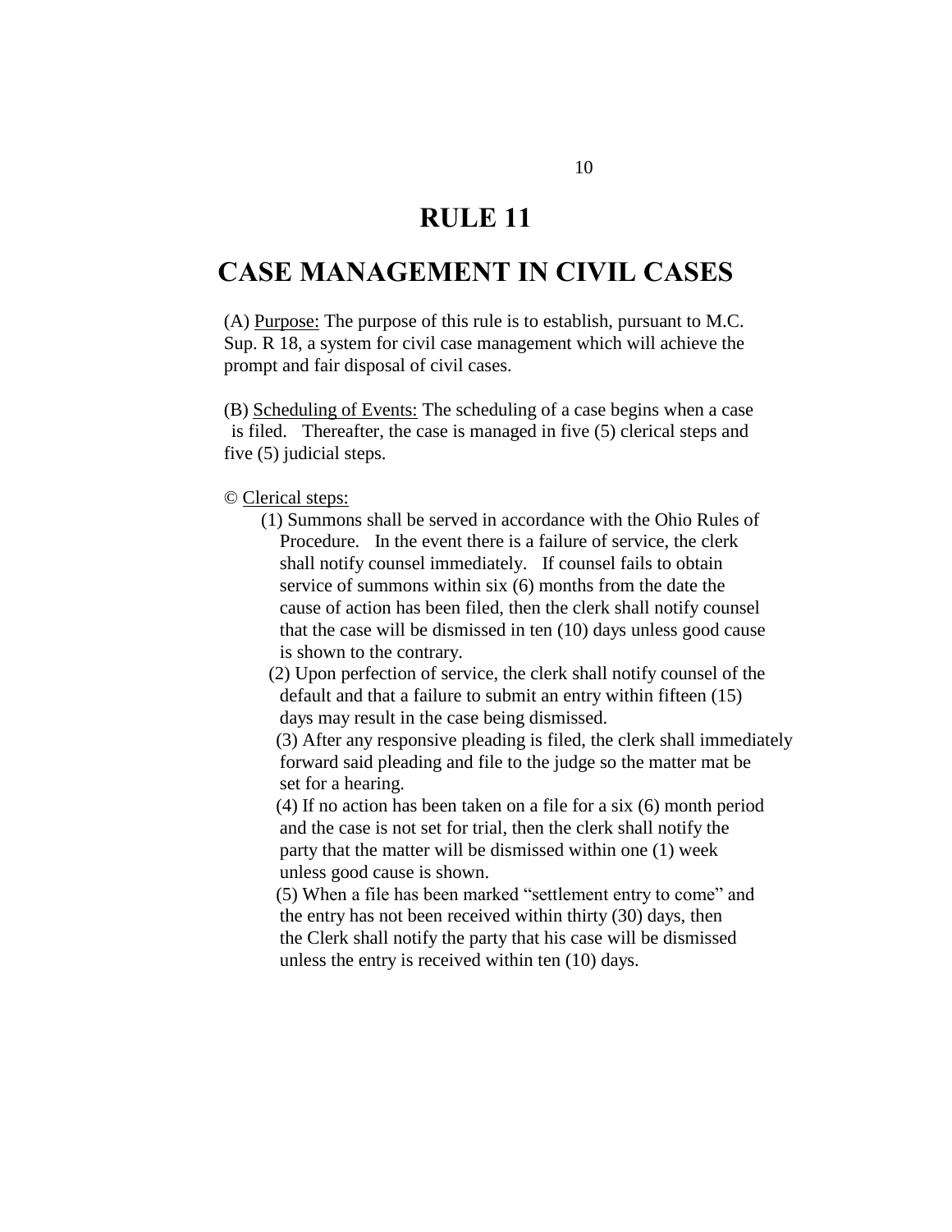# RULE 11

# CASE MANAGEMENT IN CIVIL CASES

(A) Purpose: The purpose of this rule is to establish, pursuant to M.C. Sup. R 18, a system for civil case management which will achieve the prompt and fair disposal of civil cases.

(B) Scheduling of Events: The scheduling of a case begins when a case is filed. Thereafter, the case is managed in five (5) clerical steps and five (5) judicial steps.

© Clerical steps:

(1) Summons shall be served in accordance with the Ohio Rules of Procedure. In the event there is a failure of service, the clerk shall notify counsel immediately. If counsel fails to obtain service of summons within six (6) months from the date the cause of action has been filed, then the clerk shall notify counsel that the case will be dismissed in ten (10) days unless good cause is shown to the contrary.

(2) Upon perfection of service, the clerk shall notify counsel of the default and that a failure to submit an entry within fifteen (15) days may result in the case being dismissed.

(3) After any responsive pleading is filed, the clerk shall immediately forward said pleading and file to the judge so the matter mat be set for a hearing.

(4) If no action has been taken on a file for a six (6) month period and the case is not set for trial, then the clerk shall notify the party that the matter will be dismissed within one (1) week unless good cause is shown.

(5) When a file has been marked “settlement entry to come” and the entry has not been received within thirty (30) days, then the Clerk shall notify the party that his case will be dismissed unless the entry is received within ten (10) days.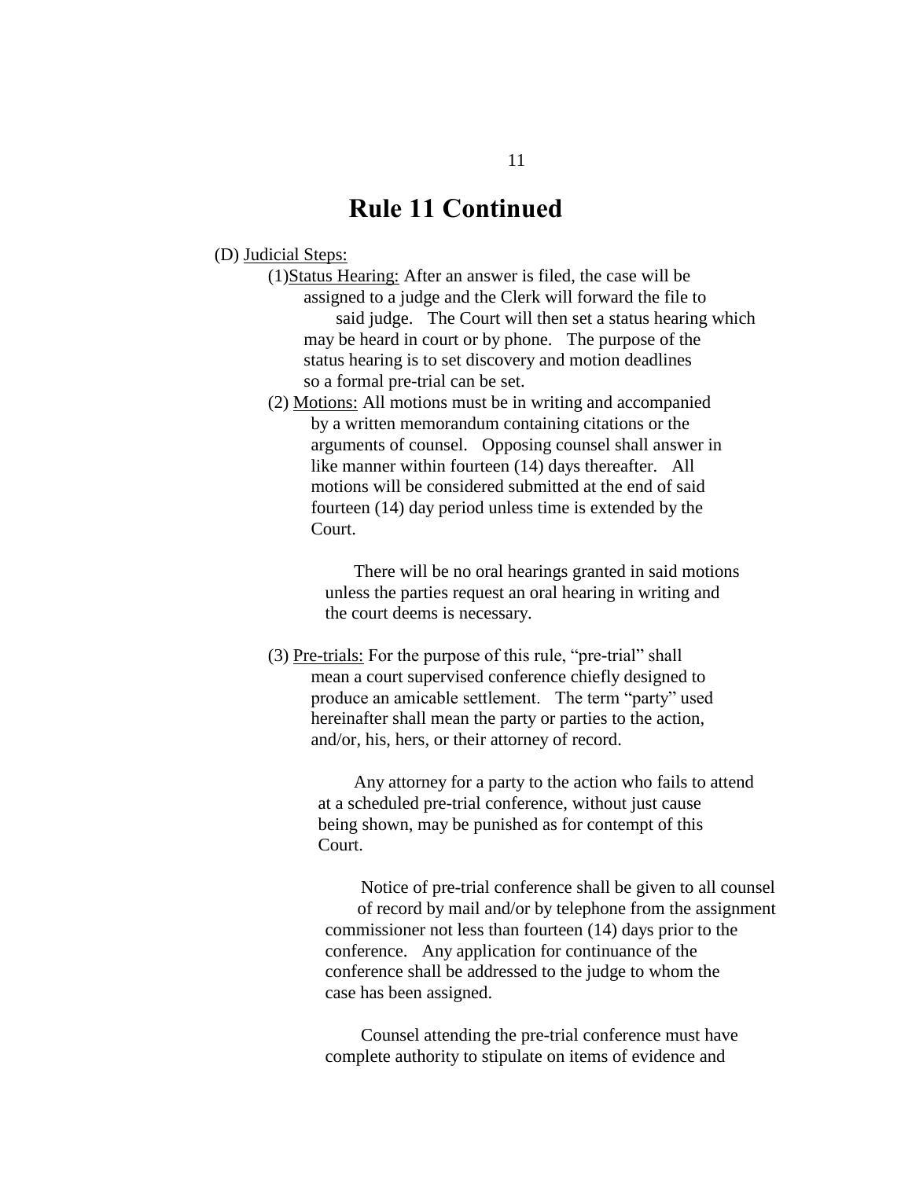# Rule 11 Continued

(D) Judicial Steps:

(1) Status Hearing: After an answer is filed, the case will be assigned to a judge and the Clerk will forward the file to said judge. The Court will then set a status hearing which may be heard in court or by phone. The purpose of the status hearing is to set discovery and motion deadlines so a formal pre-trial can be set.

(2) Motions: All motions must be in writing and accompanied by a written memorandum containing citations or the arguments of counsel. Opposing counsel shall answer in like manner within fourteen (14) days thereafter. All motions will be considered submitted at the end of said fourteen (14) day period unless time is extended by the Court.

There will be no oral hearings granted in said motions unless the parties request an oral hearing in writing and the court deems is necessary.

(3) Pre-trials: For the purpose of this rule, "pre-trial" shall mean a court supervised conference chiefly designed to produce an amicable settlement. The term "party" used hereinafter shall mean the party or parties to the action, and/or, his, hers, or their attorney of record.

Any attorney for a party to the action who fails to attend at a scheduled pre-trial conference, without just cause being shown, may be punished as for contempt of this Court.

Notice of pre-trial conference shall be given to all counsel of record by mail and/or by telephone from the assignment commissioner not less than fourteen (14) days prior to the conference. Any application for continuance of the conference shall be addressed to the judge to whom the case has been assigned.

Counsel attending the pre-trial conference must have complete authority to stipulate on items of evidence and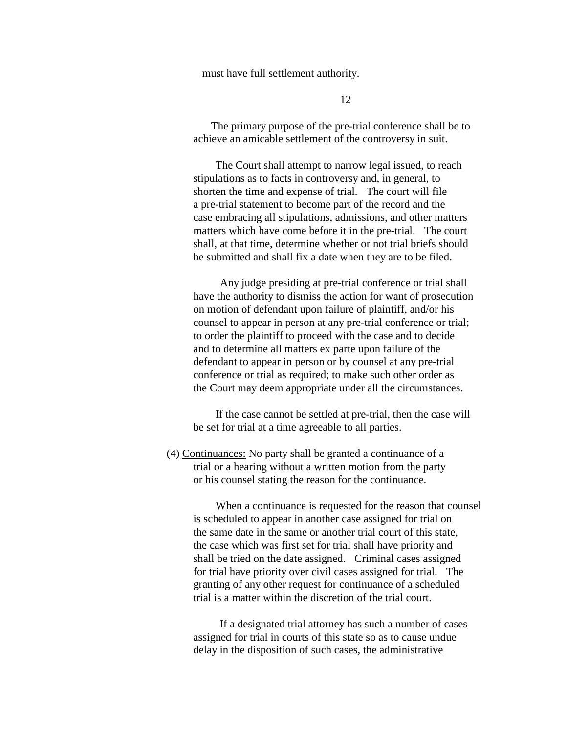must have full settlement authority.

The primary purpose of the pre-trial conference shall be to achieve an amicable settlement of the controversy in suit.

The Court shall attempt to narrow legal issued, to reach stipulations as to facts in controversy and, in general, to shorten the time and expense of trial. The court will file a pre-trial statement to become part of the record and the case embracing all stipulations, admissions, and other matters matters which have come before it in the pre-trial. The court shall, at that time, determine whether or not trial briefs should be submitted and shall fix a date when they are to be filed.

Any judge presiding at pre-trial conference or trial shall have the authority to dismiss the action for want of prosecution on motion of defendant upon failure of plaintiff, and/or his counsel to appear in person at any pre-trial conference or trial; to order the plaintiff to proceed with the case and to decide and to determine all matters ex parte upon failure of the defendant to appear in person or by counsel at any pre-trial conference or trial as required; to make such other order as the Court may deem appropriate under all the circumstances.

If the case cannot be settled at pre-trial, then the case will be set for trial at a time agreeable to all parties.

(4) <u>Continuances:</u> No party shall be granted a continuance of a trial or a hearing without a written motion from the party or his counsel stating the reason for the continuance.

When a continuance is requested for the reason that counsel is scheduled to appear in another case assigned for trial on the same date in the same or another trial court of this state, the case which was first set for trial shall have priority and shall be tried on the date assigned. Criminal cases assigned for trial have priority over civil cases assigned for trial. The granting of any other request for continuance of a scheduled trial is a matter within the discretion of the trial court.

If a designated trial attorney has such a number of cases assigned for trial in courts of this state so as to cause undue delay in the disposition of such cases, the administrative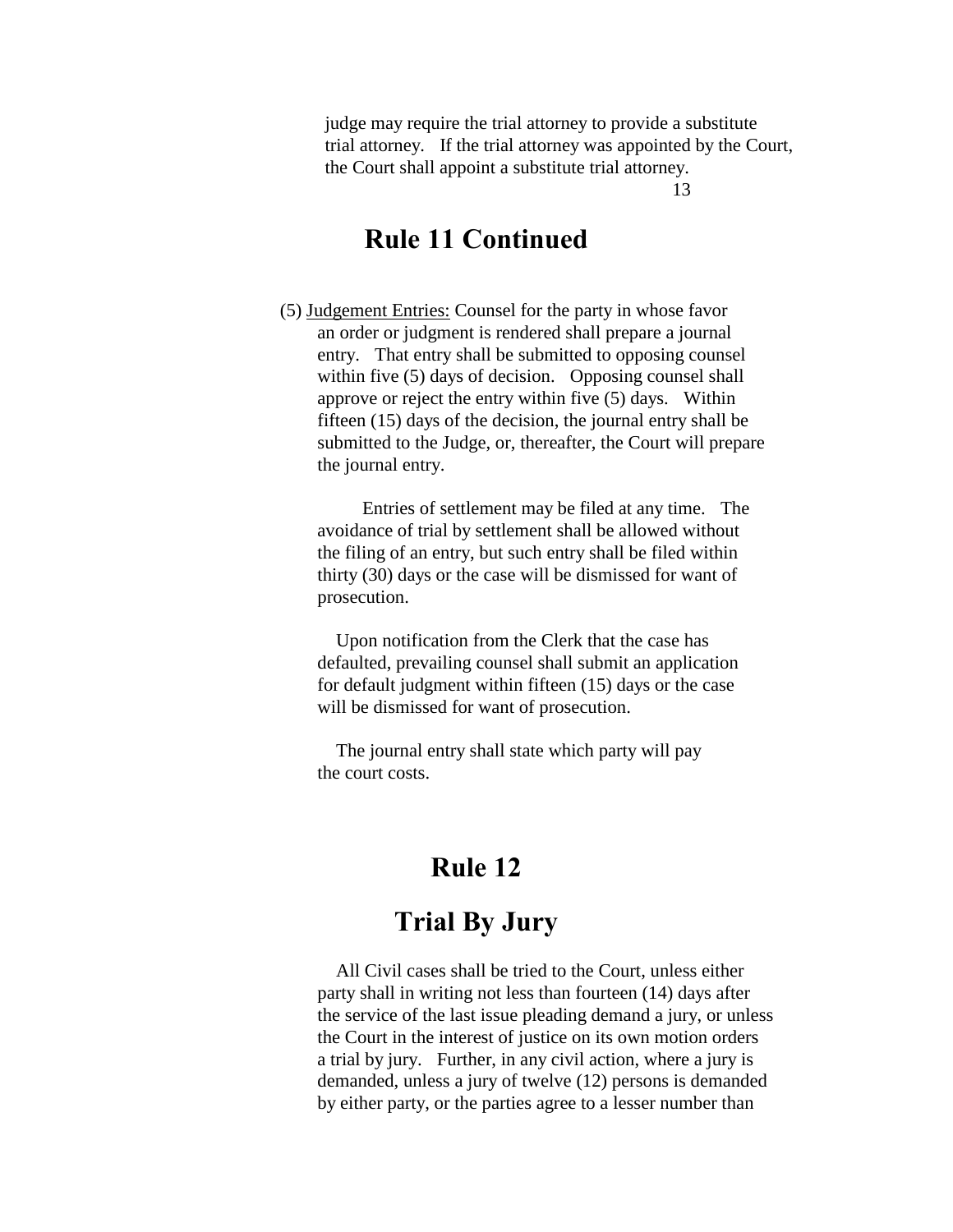judge may require the trial attorney to provide a substitute trial attorney. If the trial attorney was appointed by the Court, the Court shall appoint a substitute trial attorney.

## Rule 11 Continued

(5) Judgement Entries: Counsel for the party in whose favor an order or judgment is rendered shall prepare a journal entry. That entry shall be submitted to opposing counsel within five (5) days of decision. Opposing counsel shall approve or reject the entry within five (5) days. Within fifteen (15) days of the decision, the journal entry shall be submitted to the Judge, or, thereafter, the Court will prepare the journal entry.

Entries of settlement may be filed at any time. The avoidance of trial by settlement shall be allowed without the filing of an entry, but such entry shall be filed within thirty (30) days or the case will be dismissed for want of prosecution.

Upon notification from the Clerk that the case has defaulted, prevailing counsel shall submit an application for default judgment within fifteen (15) days or the case will be dismissed for want of prosecution.

The journal entry shall state which party will pay the court costs.

## Rule 12

## Trial By Jury

All Civil cases shall be tried to the Court, unless either party shall in writing not less than fourteen (14) days after the service of the last issue pleading demand a jury, or unless the Court in the interest of justice on its own motion orders a trial by jury. Further, in any civil action, where a jury is demanded, unless a jury of twelve (12) persons is demanded by either party, or the parties agree to a lesser number than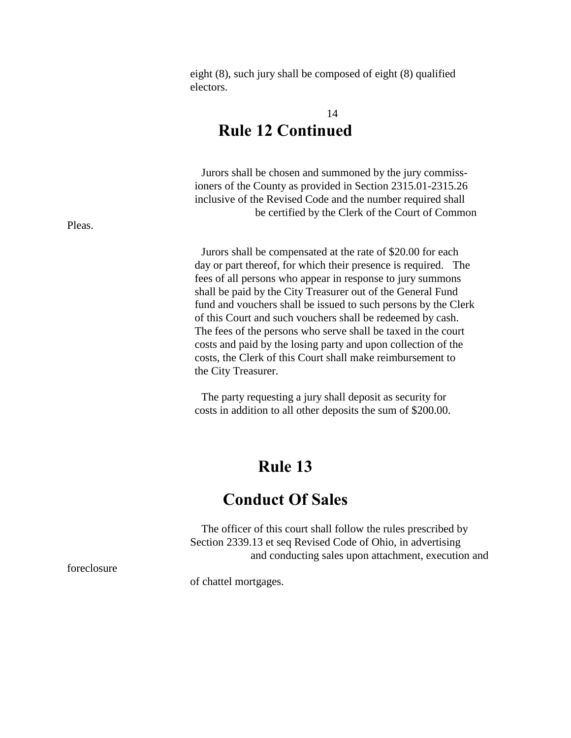eight (8), such jury shall be composed of eight (8) qualified electors.

## Rule 12 Continued

Jurors shall be chosen and summoned by the jury commissioners of the County as provided in Section 2315.01-2315.26 inclusive of the Revised Code and the number required shall be certified by the Clerk of the Court of Common Pleas.

Jurors shall be compensated at the rate of $20.00 for each day or part thereof, for which their presence is required. The fees of all persons who appear in response to jury summons shall be paid by the City Treasurer out of the General Fund fund and vouchers shall be issued to such persons by the Clerk of this Court and such vouchers shall be redeemed by cash. The fees of the persons who serve shall be taxed in the court costs and paid by the losing party and upon collection of the costs, the Clerk of this Court shall make reimbursement to the City Treasurer.

The party requesting a jury shall deposit as security for costs in addition to all other deposits the sum of $200.00.

## Rule 13

## Conduct Of Sales

The officer of this court shall follow the rules prescribed by Section 2339.13 et seq Revised Code of Ohio, in advertising and conducting sales upon attachment, execution and foreclosure of chattel mortgages.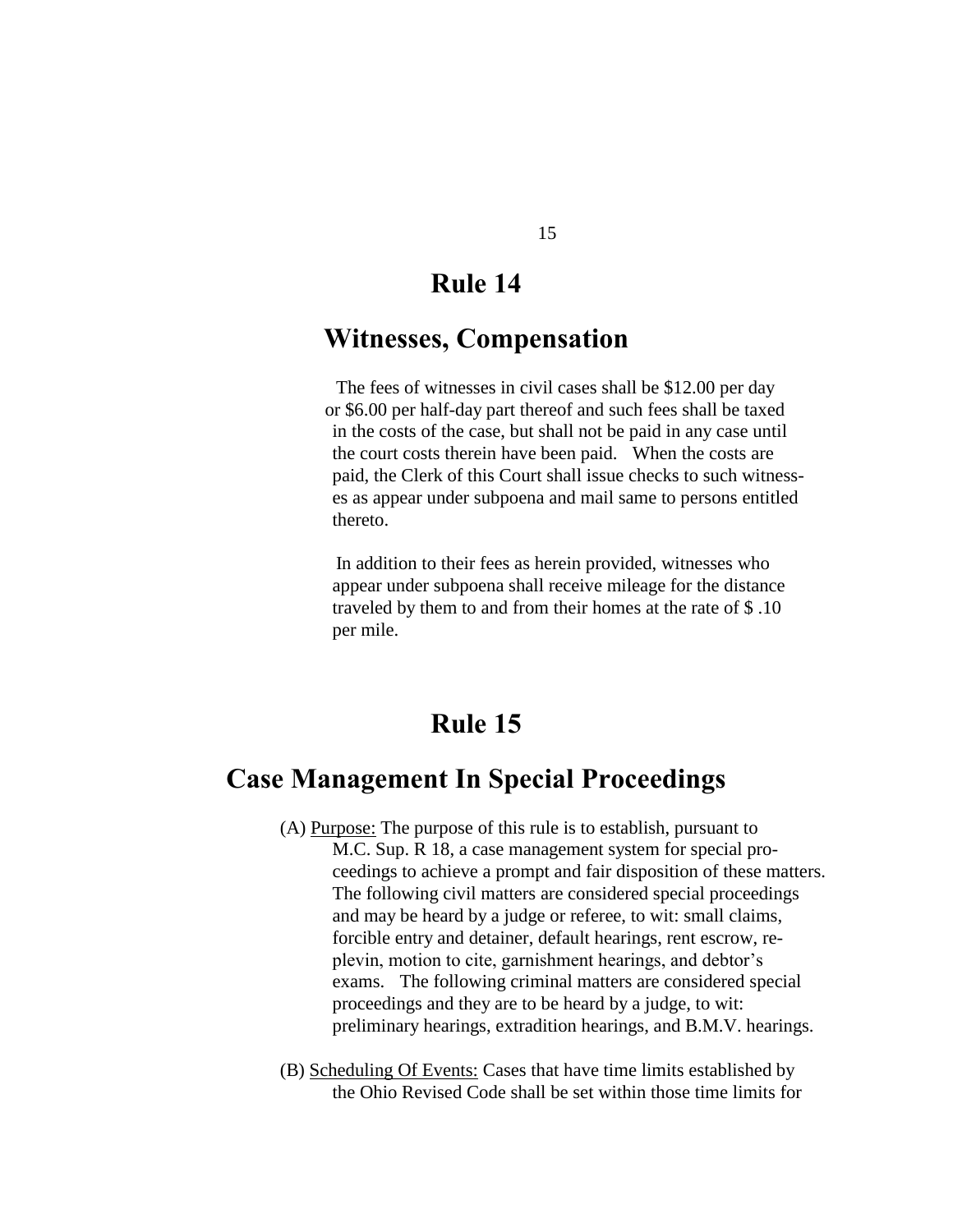## Rule 14

## Witnesses, Compensation

The fees of witnesses in civil cases shall be $12.00 per day or $6.00 per half-day part thereof and such fees shall be taxed in the costs of the case, but shall not be paid in any case until the court costs therein have been paid. When the costs are paid, the Clerk of this Court shall issue checks to such witnesses as appear under subpoena and mail same to persons entitled thereto.

In addition to their fees as herein provided, witnesses who appear under subpoena shall receive mileage for the distance traveled by them to and from their homes at the rate of $ .10 per mile.

## Rule 15

## Case Management In Special Proceedings

(A) Purpose: The purpose of this rule is to establish, pursuant to M.C. Sup. R 18, a case management system for special proceedings to achieve a prompt and fair disposition of these matters. The following civil matters are considered special proceedings and may be heard by a judge or referee, to wit: small claims, forcible entry and detainer, default hearings, rent escrow, replevin, motion to cite, garnishment hearings, and debtor's exams. The following criminal matters are considered special proceedings and they are to be heard by a judge, to wit: preliminary hearings, extradition hearings, and B.M.V. hearings.

(B) Scheduling Of Events: Cases that have time limits established by the Ohio Revised Code shall be set within those time limits for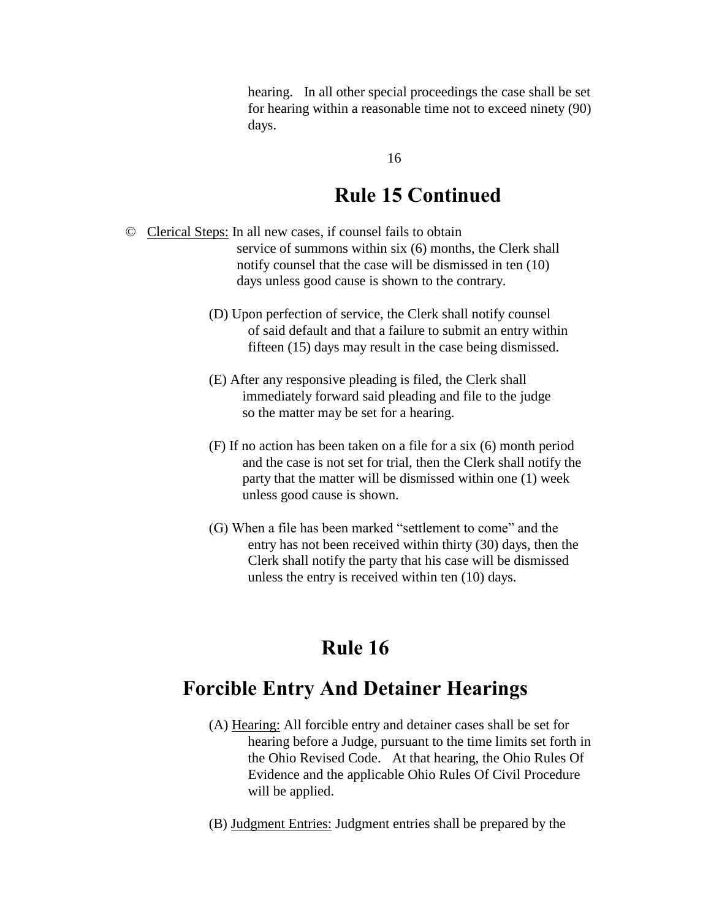hearing. In all other special proceedings the case shall be set for hearing within a reasonable time not to exceed ninety (90) days.

## Rule 15 Continued

© Clerical Steps: In all new cases, if counsel fails to obtain service of summons within six (6) months, the Clerk shall notify counsel that the case will be dismissed in ten (10) days unless good cause is shown to the contrary.

(D) Upon perfection of service, the Clerk shall notify counsel of said default and that a failure to submit an entry within fifteen (15) days may result in the case being dismissed.

(E) After any responsive pleading is filed, the Clerk shall immediately forward said pleading and file to the judge so the matter may be set for a hearing.

(F) If no action has been taken on a file for a six (6) month period and the case is not set for trial, then the Clerk shall notify the party that the matter will be dismissed within one (1) week unless good cause is shown.

(G) When a file has been marked "settlement to come" and the entry has not been received within thirty (30) days, then the Clerk shall notify the party that his case will be dismissed unless the entry is received within ten (10) days.

## Rule 16

## Forcible Entry And Detainer Hearings

(A) Hearing: All forcible entry and detainer cases shall be set for hearing before a Judge, pursuant to the time limits set forth in the Ohio Revised Code. At that hearing, the Ohio Rules Of Evidence and the applicable Ohio Rules Of Civil Procedure will be applied.

(B) Judgment Entries: Judgment entries shall be prepared by the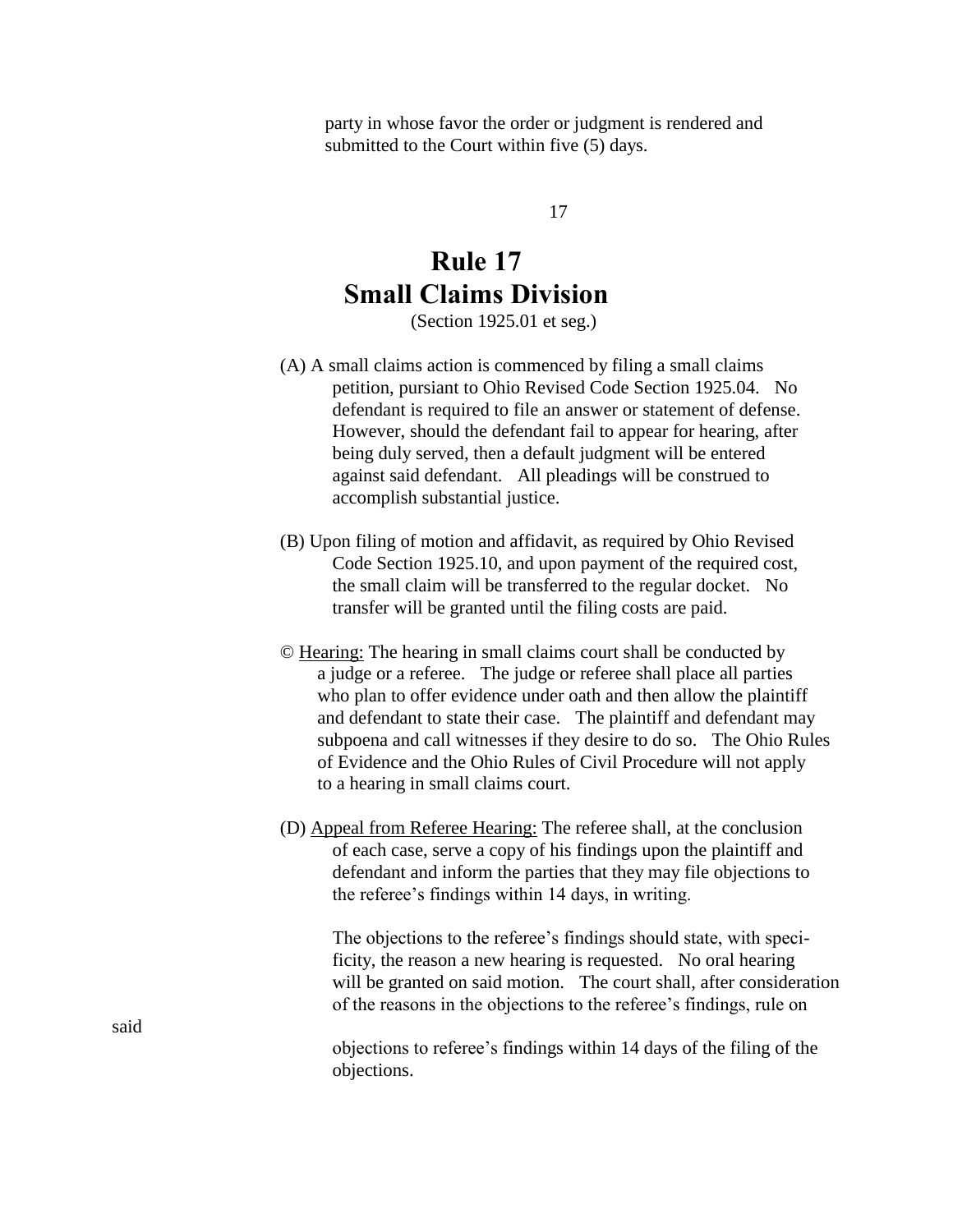party in whose favor the order or judgment is rendered and submitted to the Court within five (5) days.

# Rule 17
# Small Claims Division

(Section 1925.01 et seg.)

(A) A small claims action is commenced by filing a small claims petition, pursiant to Ohio Revised Code Section 1925.04. No defendant is required to file an answer or statement of defense. However, should the defendant fail to appear for hearing, after being duly served, then a default judgment will be entered against said defendant. All pleadings will be construed to accomplish substantial justice.

(B) Upon filing of motion and affidavit, as required by Ohio Revised Code Section 1925.10, and upon payment of the required cost, the small claim will be transferred to the regular docket. No transfer will be granted until the filing costs are paid.

© Hearing: The hearing in small claims court shall be conducted by a judge or a referee. The judge or referee shall place all parties who plan to offer evidence under oath and then allow the plaintiff and defendant to state their case. The plaintiff and defendant may subpoena and call witnesses if they desire to do so. The Ohio Rules of Evidence and the Ohio Rules of Civil Procedure will not apply to a hearing in small claims court.

(D) Appeal from Referee Hearing: The referee shall, at the conclusion of each case, serve a copy of his findings upon the plaintiff and defendant and inform the parties that they may file objections to the referee's findings within 14 days, in writing.

The objections to the referee's findings should state, with specificity, the reason a new hearing is requested. No oral hearing will be granted on said motion. The court shall, after consideration of the reasons in the objections to the referee's findings, rule on said objections to referee's findings within 14 days of the filing of the objections.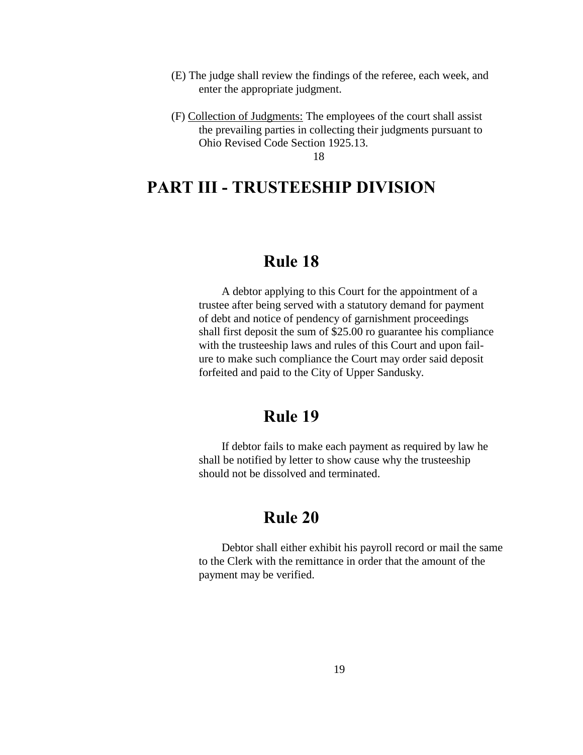(E) The judge shall review the findings of the referee, each week, and enter the appropriate judgment.

(F) Collection of Judgments: The employees of the court shall assist the prevailing parties in collecting their judgments pursuant to Ohio Revised Code Section 1925.13.

# PART III - TRUSTEESHIP DIVISION

## Rule 18

A debtor applying to this Court for the appointment of a trustee after being served with a statutory demand for payment of debt and notice of pendency of garnishment proceedings shall first deposit the sum of $25.00 ro guarantee his compliance with the trusteeship laws and rules of this Court and upon failure to make such compliance the Court may order said deposit forfeited and paid to the City of Upper Sandusky.

## Rule 19

If debtor fails to make each payment as required by law he shall be notified by letter to show cause why the trusteeship should not be dissolved and terminated.

## Rule 20

Debtor shall either exhibit his payroll record or mail the same to the Clerk with the remittance in order that the amount of the payment may be verified.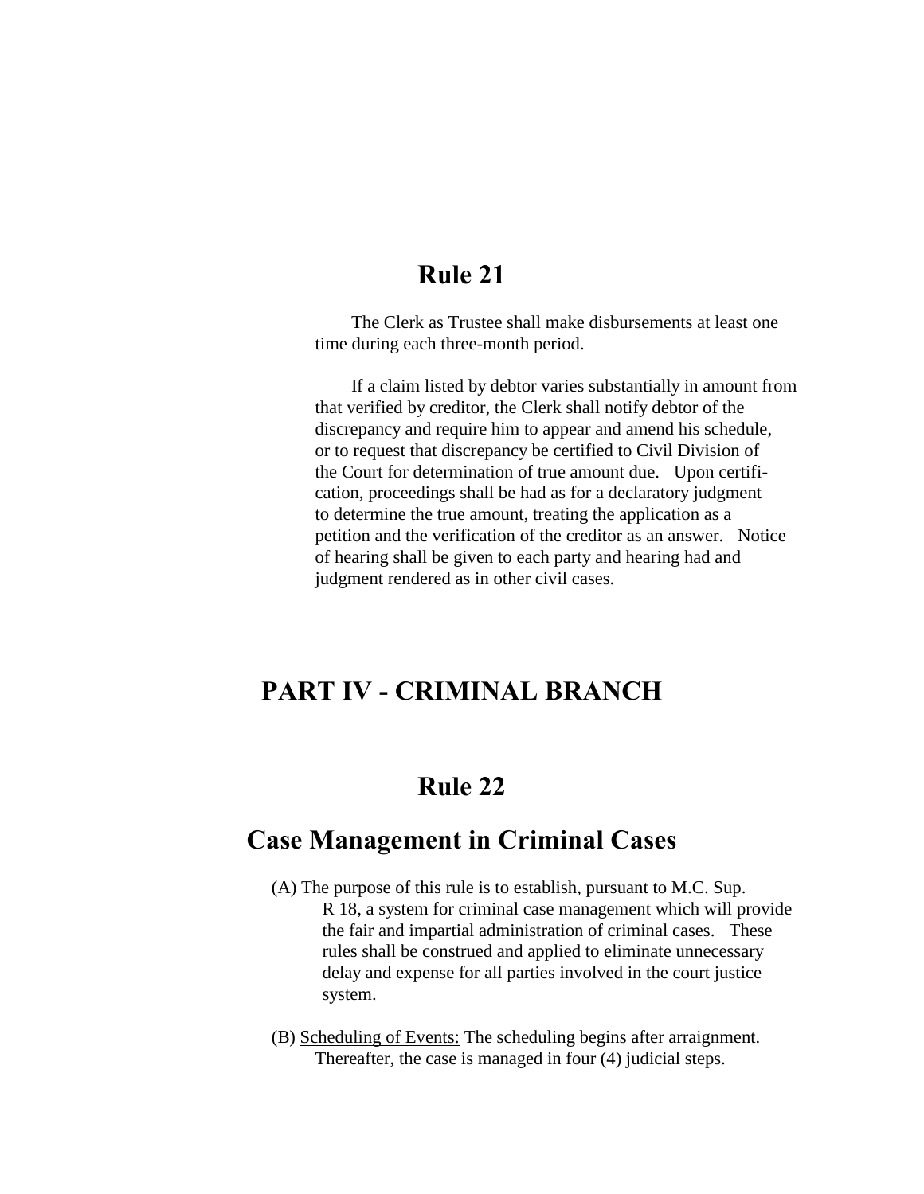## Rule 21

The Clerk as Trustee shall make disbursements at least one time during each three-month period.

If a claim listed by debtor varies substantially in amount from that verified by creditor, the Clerk shall notify debtor of the discrepancy and require him to appear and amend his schedule, or to request that discrepancy be certified to Civil Division of the Court for determination of true amount due. Upon certification, proceedings shall be had as for a declaratory judgment to determine the true amount, treating the application as a petition and the verification of the creditor as an answer. Notice of hearing shall be given to each party and hearing had and judgment rendered as in other civil cases.

# PART IV - CRIMINAL BRANCH

## Rule 22

## Case Management in Criminal Cases

(A) The purpose of this rule is to establish, pursuant to M.C. Sup. R 18, a system for criminal case management which will provide the fair and impartial administration of criminal cases. These rules shall be construed and applied to eliminate unnecessary delay and expense for all parties involved in the court justice system.

(B) Scheduling of Events: The scheduling begins after arraignment. Thereafter, the case is managed in four (4) judicial steps.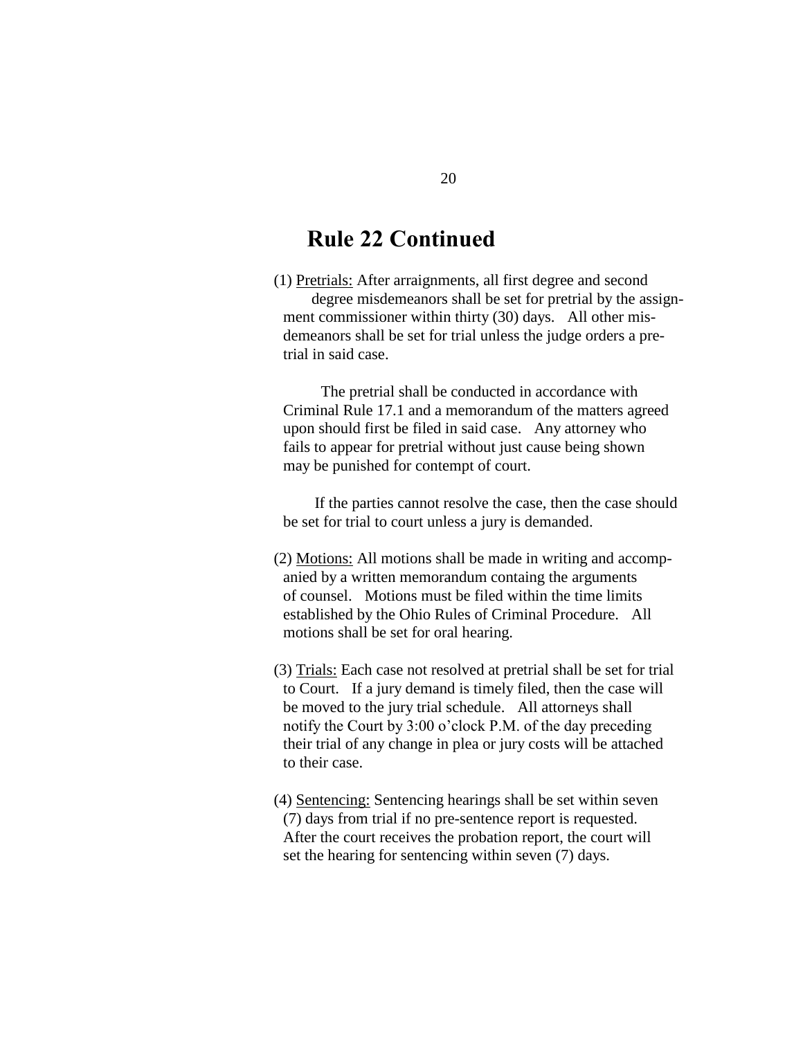## Rule 22 Continued

(1) Pretrials: After arraignments, all first degree and second degree misdemeanors shall be set for pretrial by the assignment commissioner within thirty (30) days. All other misdemeanors shall be set for trial unless the judge orders a pretrial in said case.

The pretrial shall be conducted in accordance with Criminal Rule 17.1 and a memorandum of the matters agreed upon should first be filed in said case. Any attorney who fails to appear for pretrial without just cause being shown may be punished for contempt of court.

If the parties cannot resolve the case, then the case should be set for trial to court unless a jury is demanded.

(2) Motions: All motions shall be made in writing and accompanied by a written memorandum containg the arguments of counsel. Motions must be filed within the time limits established by the Ohio Rules of Criminal Procedure. All motions shall be set for oral hearing.

(3) Trials: Each case not resolved at pretrial shall be set for trial to Court. If a jury demand is timely filed, then the case will be moved to the jury trial schedule. All attorneys shall notify the Court by 3:00 o'clock P.M. of the day preceding their trial of any change in plea or jury costs will be attached to their case.

(4) Sentencing: Sentencing hearings shall be set within seven (7) days from trial if no pre-sentence report is requested. After the court receives the probation report, the court will set the hearing for sentencing within seven (7) days.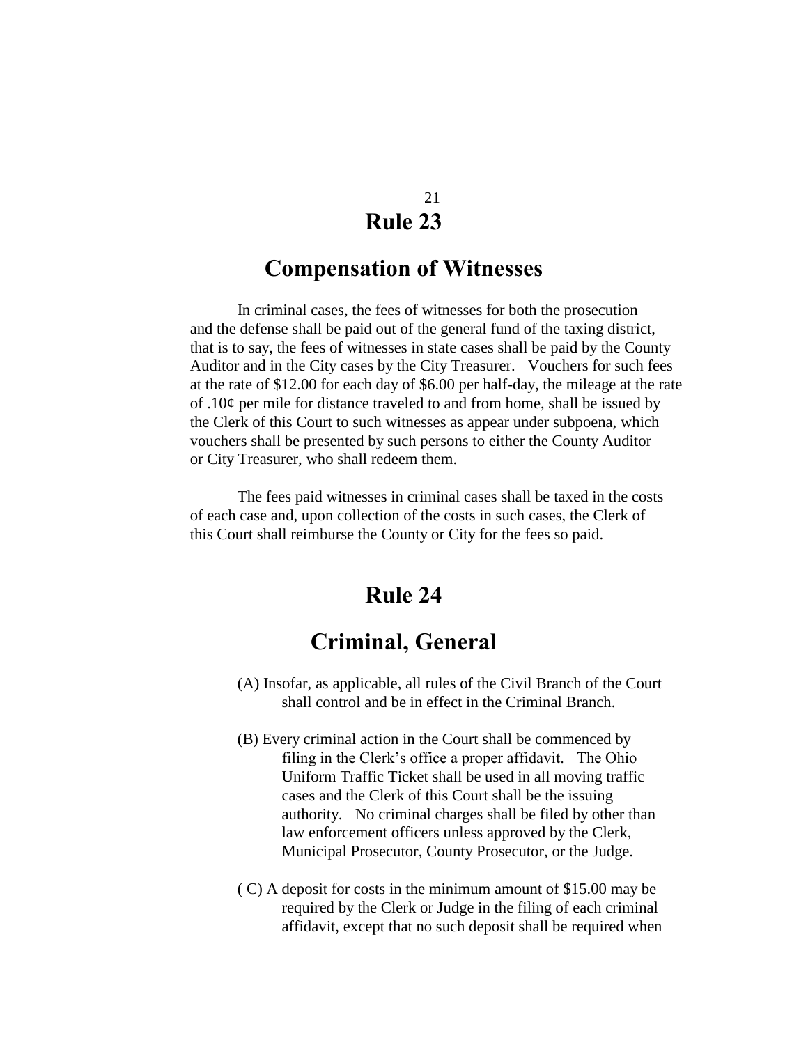## Rule 23

## Compensation of Witnesses

In criminal cases, the fees of witnesses for both the prosecution and the defense shall be paid out of the general fund of the taxing district, that is to say, the fees of witnesses in state cases shall be paid by the County Auditor and in the City cases by the City Treasurer. Vouchers for such fees at the rate of $12.00 for each day of $6.00 per half-day, the mileage at the rate of .10¢ per mile for distance traveled to and from home, shall be issued by the Clerk of this Court to such witnesses as appear under subpoena, which vouchers shall be presented by such persons to either the County Auditor or City Treasurer, who shall redeem them.

The fees paid witnesses in criminal cases shall be taxed in the costs of each case and, upon collection of the costs in such cases, the Clerk of this Court shall reimburse the County or City for the fees so paid.

## Rule 24

## Criminal, General

(A) Insofar, as applicable, all rules of the Civil Branch of the Court shall control and be in effect in the Criminal Branch.

(B) Every criminal action in the Court shall be commenced by filing in the Clerk's office a proper affidavit. The Ohio Uniform Traffic Ticket shall be used in all moving traffic cases and the Clerk of this Court shall be the issuing authority. No criminal charges shall be filed by other than law enforcement officers unless approved by the Clerk, Municipal Prosecutor, County Prosecutor, or the Judge.

( C) A deposit for costs in the minimum amount of $15.00 may be required by the Clerk or Judge in the filing of each criminal affidavit, except that no such deposit shall be required when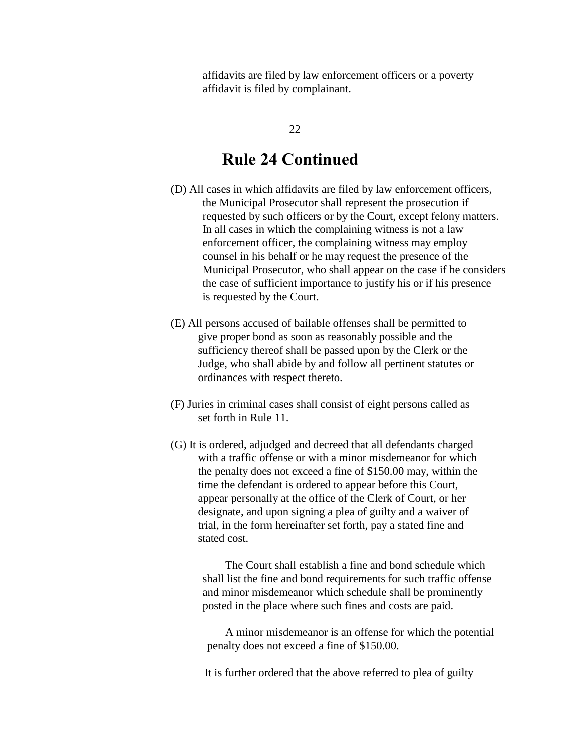affidavits are filed by law enforcement officers or a poverty affidavit is filed by complainant.

## Rule 24 Continued

(D) All cases in which affidavits are filed by law enforcement officers, the Municipal Prosecutor shall represent the prosecution if requested by such officers or by the Court, except felony matters. In all cases in which the complaining witness is not a law enforcement officer, the complaining witness may employ counsel in his behalf or he may request the presence of the Municipal Prosecutor, who shall appear on the case if he considers the case of sufficient importance to justify his or if his presence is requested by the Court.

(E) All persons accused of bailable offenses shall be permitted to give proper bond as soon as reasonably possible and the sufficiency thereof shall be passed upon by the Clerk or the Judge, who shall abide by and follow all pertinent statutes or ordinances with respect thereto.

(F) Juries in criminal cases shall consist of eight persons called as set forth in Rule 11.

(G) It is ordered, adjudged and decreed that all defendants charged with a traffic offense or with a minor misdemeanor for which the penalty does not exceed a fine of $150.00 may, within the time the defendant is ordered to appear before this Court, appear personally at the office of the Clerk of Court, or her designate, and upon signing a plea of guilty and a waiver of trial, in the form hereinafter set forth, pay a stated fine and stated cost.

The Court shall establish a fine and bond schedule which shall list the fine and bond requirements for such traffic offense and minor misdemeanor which schedule shall be prominently posted in the place where such fines and costs are paid.

A minor misdemeanor is an offense for which the potential penalty does not exceed a fine of $150.00.

It is further ordered that the above referred to plea of guilty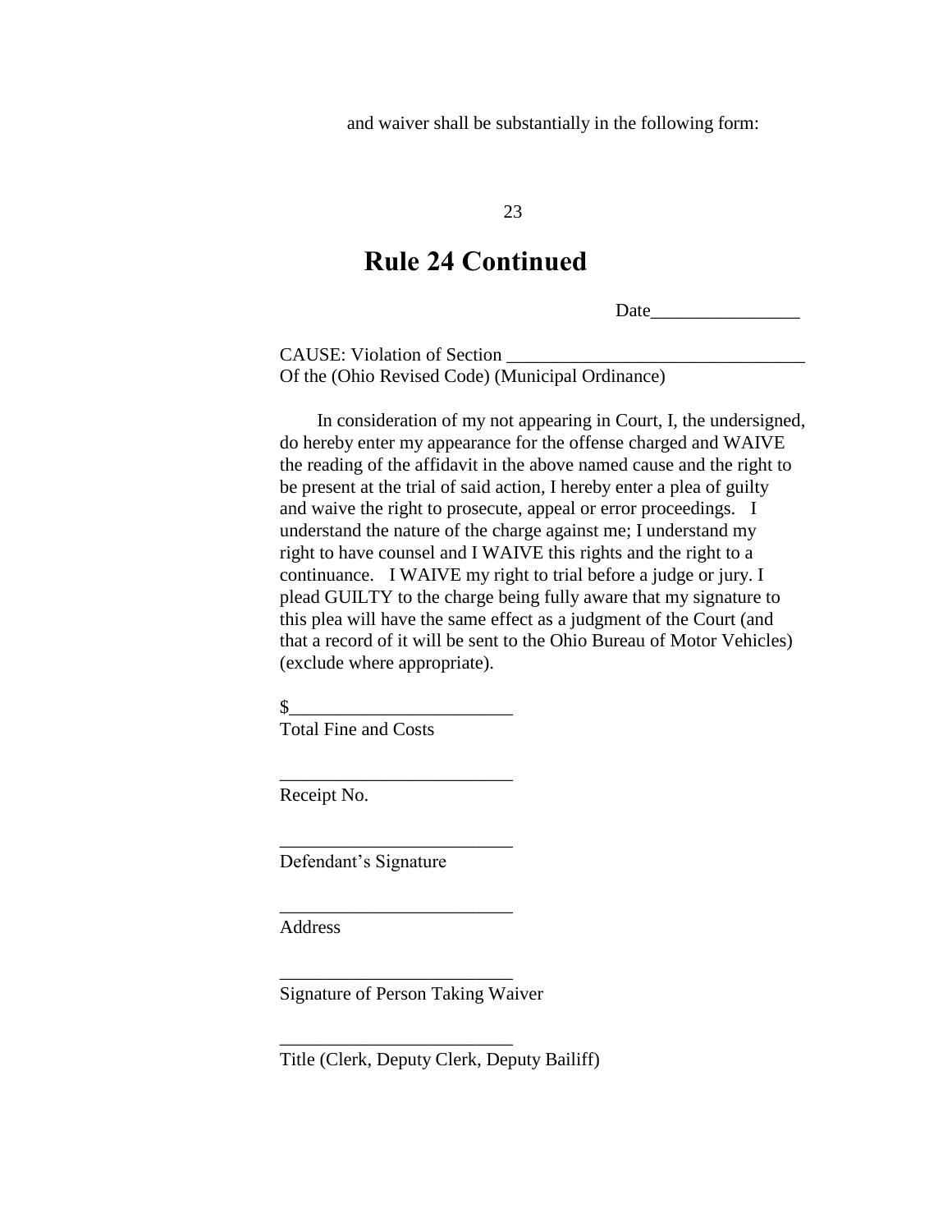and waiver shall be substantially in the following form:

## Rule 24 Continued

Date________________

CAUSE: Violation of Section ________________________________
Of the (Ohio Revised Code) (Municipal Ordinance)

In consideration of my not appearing in Court, I, the undersigned, do hereby enter my appearance for the offense charged and WAIVE the reading of the affidavit in the above named cause and the right to be present at the trial of said action, I hereby enter a plea of guilty and waive the right to prosecute, appeal or error proceedings. I understand the nature of the charge against me; I understand my right to have counsel and I WAIVE this rights and the right to a continuance. I WAIVE my right to trial before a judge or jury. I plead GUILTY to the charge being fully aware that my signature to this plea will have the same effect as a judgment of the Court (and that a record of it will be sent to the Ohio Bureau of Motor Vehicles) (exclude where appropriate).

$________________________
Total Fine and Costs

_________________________
Receipt No.

_________________________
Defendant's Signature

_________________________
Address

_________________________
Signature of Person Taking Waiver

_________________________
Title (Clerk, Deputy Clerk, Deputy Bailiff)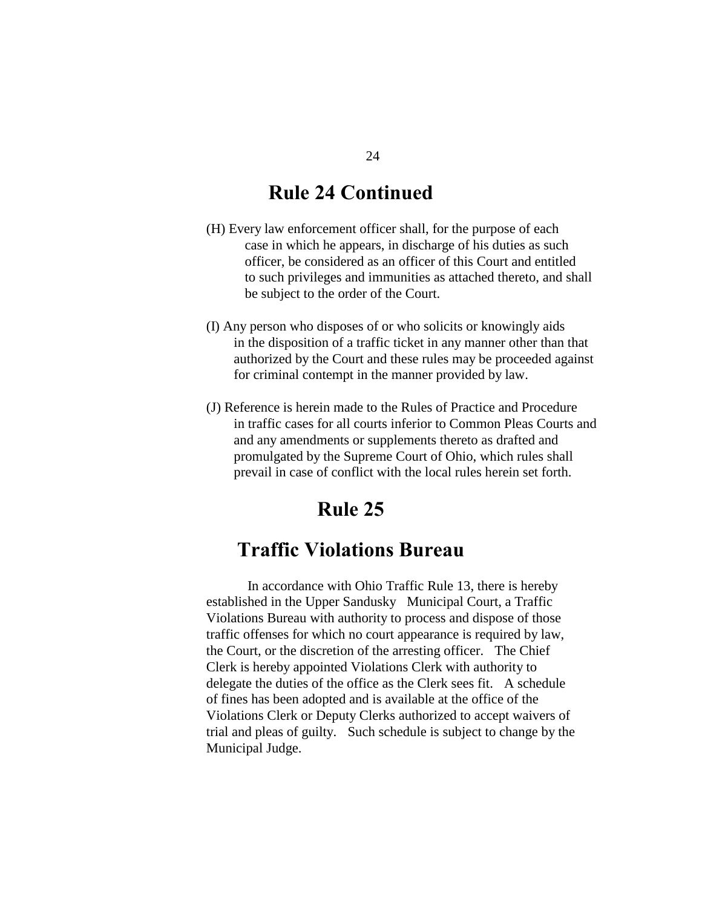## Rule 24 Continued

(H) Every law enforcement officer shall, for the purpose of each case in which he appears, in discharge of his duties as such officer, be considered as an officer of this Court and entitled to such privileges and immunities as attached thereto, and shall be subject to the order of the Court.

(I) Any person who disposes of or who solicits or knowingly aids in the disposition of a traffic ticket in any manner other than that authorized by the Court and these rules may be proceeded against for criminal contempt in the manner provided by law.

(J) Reference is herein made to the Rules of Practice and Procedure in traffic cases for all courts inferior to Common Pleas Courts and and any amendments or supplements thereto as drafted and promulgated by the Supreme Court of Ohio, which rules shall prevail in case of conflict with the local rules herein set forth.

## Rule 25

## Traffic Violations Bureau

In accordance with Ohio Traffic Rule 13, there is hereby established in the Upper Sandusky Municipal Court, a Traffic Violations Bureau with authority to process and dispose of those traffic offenses for which no court appearance is required by law, the Court, or the discretion of the arresting officer. The Chief Clerk is hereby appointed Violations Clerk with authority to delegate the duties of the office as the Clerk sees fit. A schedule of fines has been adopted and is available at the office of the Violations Clerk or Deputy Clerks authorized to accept waivers of trial and pleas of guilty. Such schedule is subject to change by the Municipal Judge.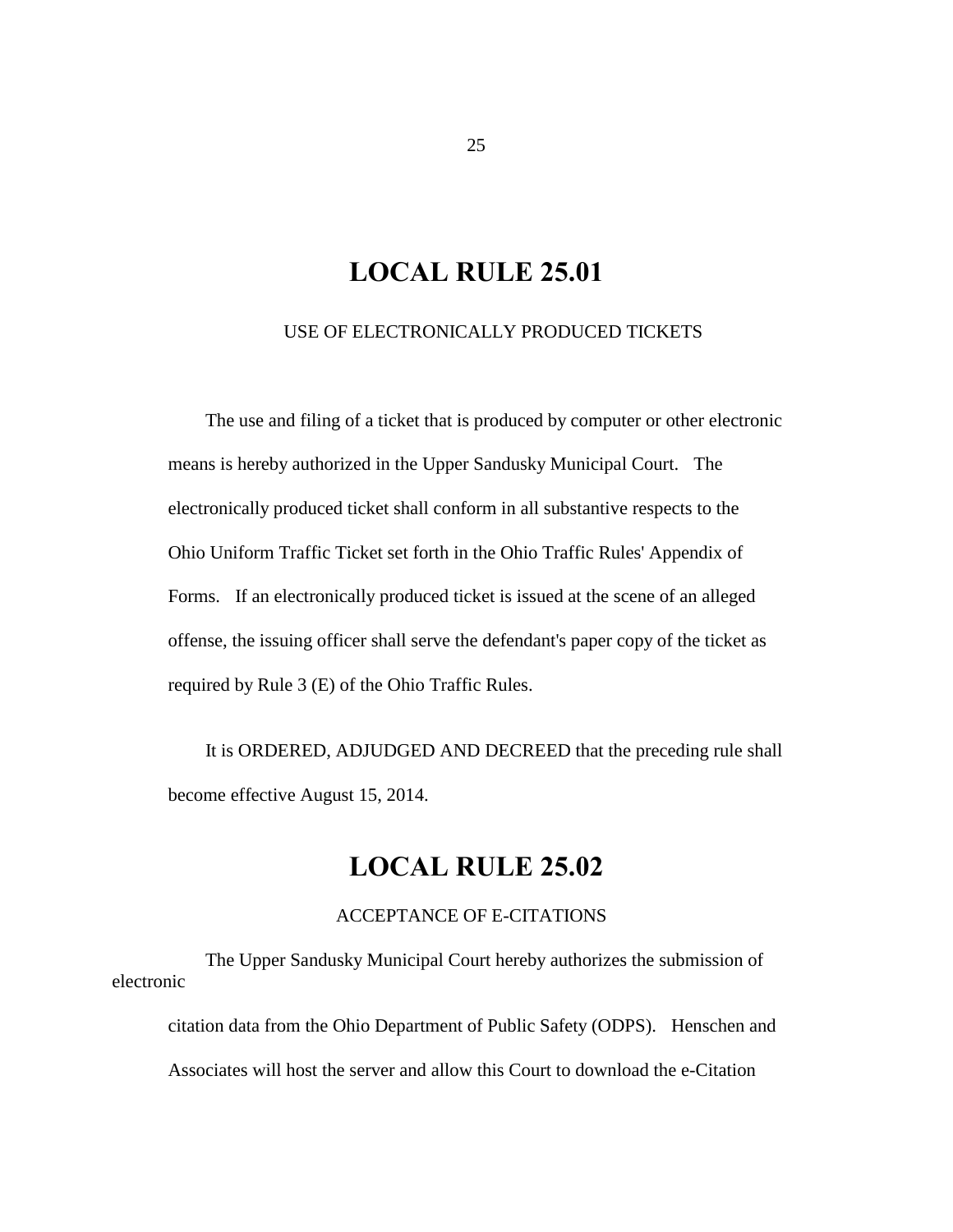# LOCAL RULE 25.01

USE OF ELECTRONICALLY PRODUCED TICKETS

The use and filing of a ticket that is produced by computer or other electronic means is hereby authorized in the Upper Sandusky Municipal Court. The electronically produced ticket shall conform in all substantive respects to the Ohio Uniform Traffic Ticket set forth in the Ohio Traffic Rules' Appendix of Forms. If an electronically produced ticket is issued at the scene of an alleged offense, the issuing officer shall serve the defendant's paper copy of the ticket as required by Rule 3 (E) of the Ohio Traffic Rules.

It is ORDERED, ADJUDGED AND DECREED that the preceding rule shall become effective August 15, 2014.

# LOCAL RULE 25.02

ACCEPTANCE OF E-CITATIONS

The Upper Sandusky Municipal Court hereby authorizes the submission of electronic citation data from the Ohio Department of Public Safety (ODPS). Henschen and Associates will host the server and allow this Court to download the e-Citation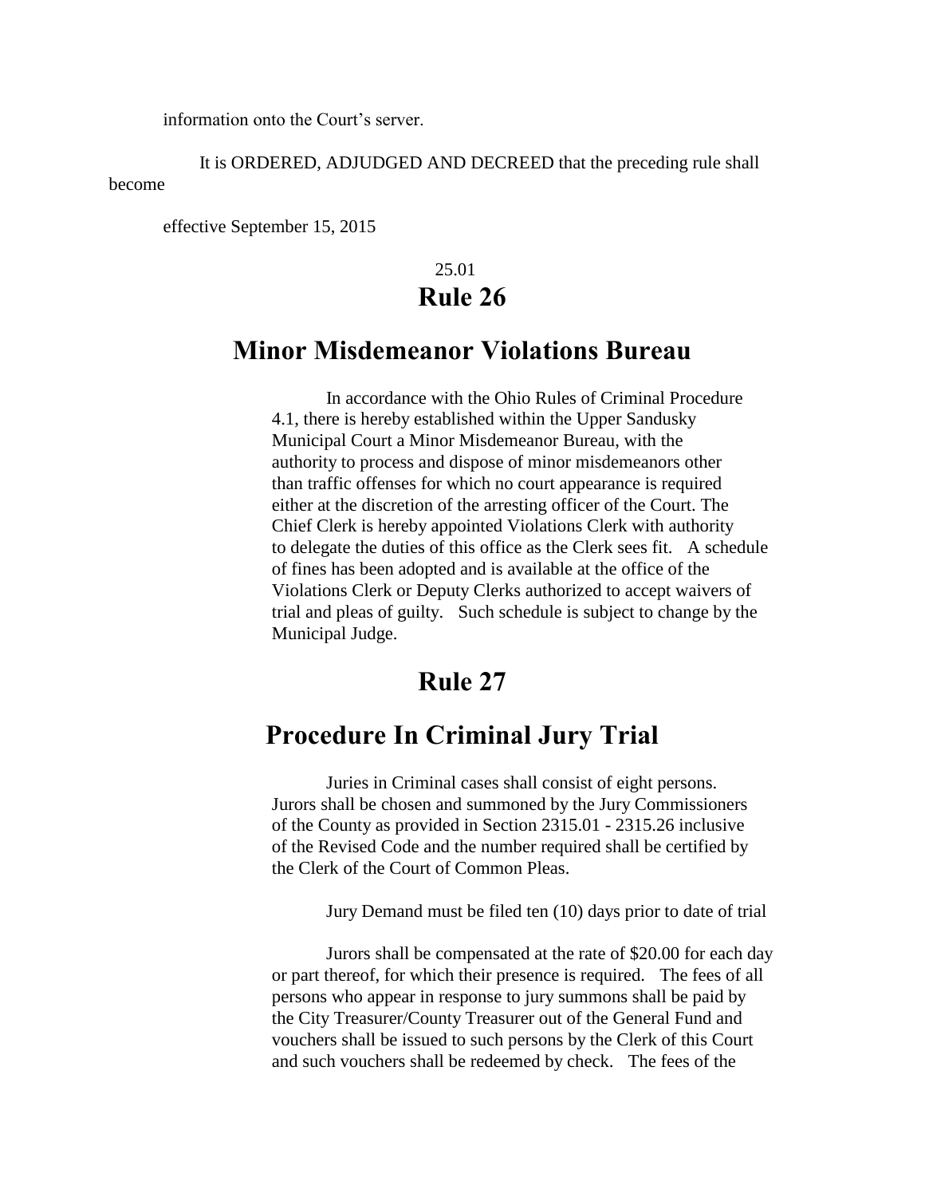information onto the Court's server.

It is ORDERED, ADJUDGED AND DECREED that the preceding rule shall become

effective September 15, 2015

25.01

## Rule 26

## Minor Misdemeanor Violations Bureau

In accordance with the Ohio Rules of Criminal Procedure 4.1, there is hereby established within the Upper Sandusky Municipal Court a Minor Misdemeanor Bureau, with the authority to process and dispose of minor misdemeanors other than traffic offenses for which no court appearance is required either at the discretion of the arresting officer of the Court. The Chief Clerk is hereby appointed Violations Clerk with authority to delegate the duties of this office as the Clerk sees fit. A schedule of fines has been adopted and is available at the office of the Violations Clerk or Deputy Clerks authorized to accept waivers of trial and pleas of guilty. Such schedule is subject to change by the Municipal Judge.

## Rule 27

## Procedure In Criminal Jury Trial

Juries in Criminal cases shall consist of eight persons. Jurors shall be chosen and summoned by the Jury Commissioners of the County as provided in Section 2315.01 - 2315.26 inclusive of the Revised Code and the number required shall be certified by the Clerk of the Court of Common Pleas.

Jury Demand must be filed ten (10) days prior to date of trial

Jurors shall be compensated at the rate of $20.00 for each day or part thereof, for which their presence is required. The fees of all persons who appear in response to jury summons shall be paid by the City Treasurer/County Treasurer out of the General Fund and vouchers shall be issued to such persons by the Clerk of this Court and such vouchers shall be redeemed by check. The fees of the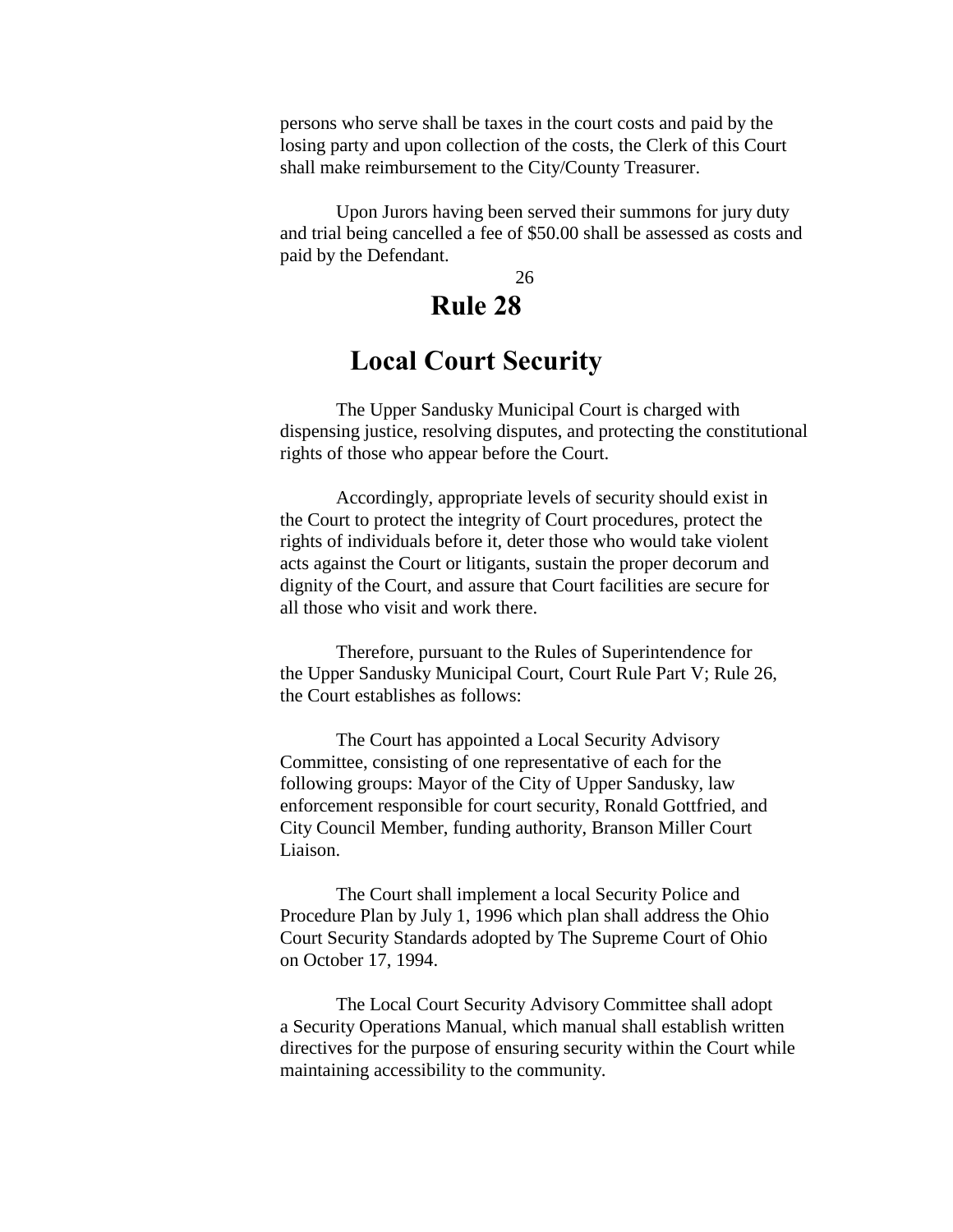persons who serve shall be taxes in the court costs and paid by the losing party and upon collection of the costs, the Clerk of this Court shall make reimbursement to the City/County Treasurer.

Upon Jurors having been served their summons for jury duty and trial being cancelled a fee of $50.00 shall be assessed as costs and paid by the Defendant.

# Rule 28

# Local Court Security

The Upper Sandusky Municipal Court is charged with dispensing justice, resolving disputes, and protecting the constitutional rights of those who appear before the Court.

Accordingly, appropriate levels of security should exist in the Court to protect the integrity of Court procedures, protect the rights of individuals before it, deter those who would take violent acts against the Court or litigants, sustain the proper decorum and dignity of the Court, and assure that Court facilities are secure for all those who visit and work there.

Therefore, pursuant to the Rules of Superintendence for the Upper Sandusky Municipal Court, Court Rule Part V; Rule 26, the Court establishes as follows:

The Court has appointed a Local Security Advisory Committee, consisting of one representative of each for the following groups: Mayor of the City of Upper Sandusky, law enforcement responsible for court security, Ronald Gottfried, and City Council Member, funding authority, Branson Miller Court Liaison.

The Court shall implement a local Security Police and Procedure Plan by July 1, 1996 which plan shall address the Ohio Court Security Standards adopted by The Supreme Court of Ohio on October 17, 1994.

The Local Court Security Advisory Committee shall adopt a Security Operations Manual, which manual shall establish written directives for the purpose of ensuring security within the Court while maintaining accessibility to the community.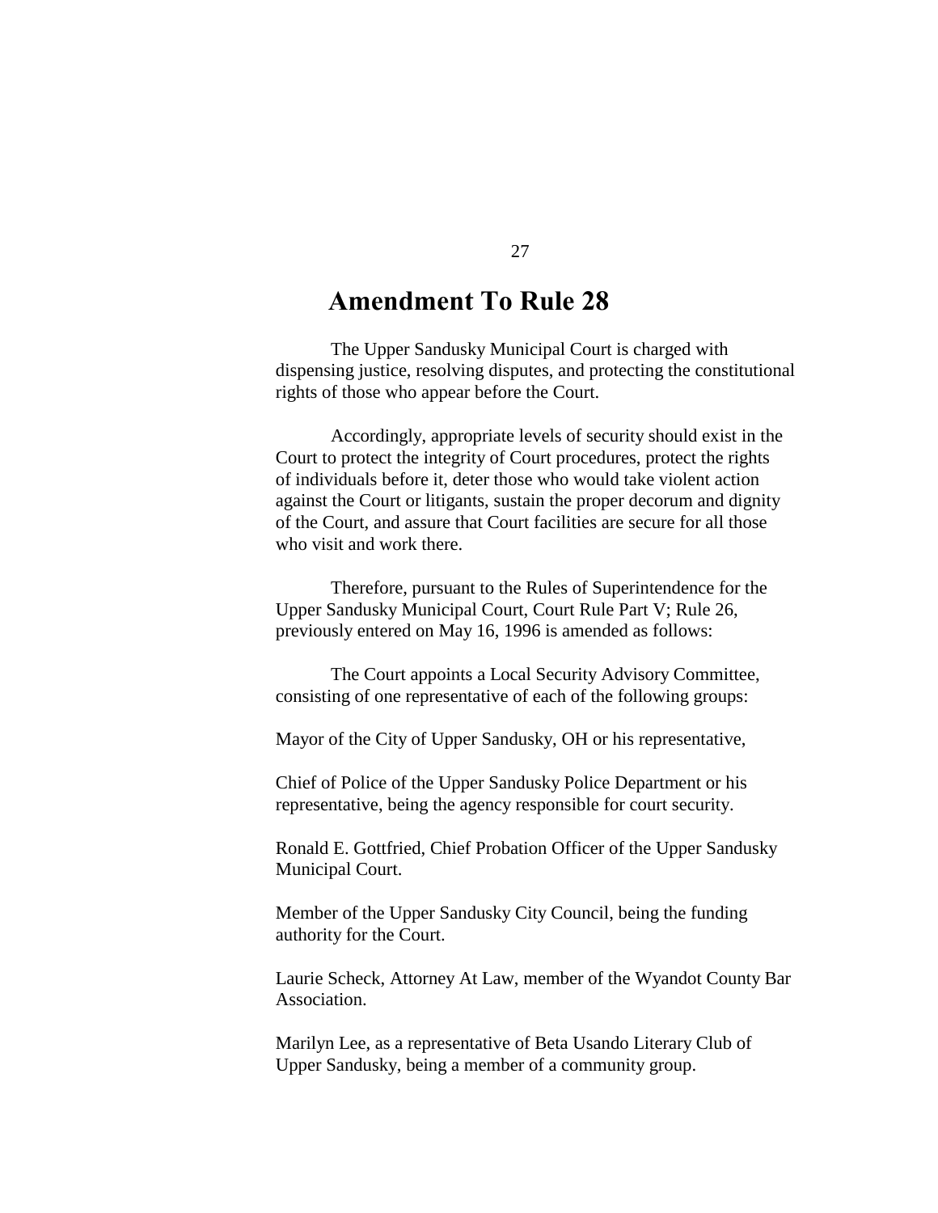## Amendment To Rule 28

The Upper Sandusky Municipal Court is charged with dispensing justice, resolving disputes, and protecting the constitutional rights of those who appear before the Court.

Accordingly, appropriate levels of security should exist in the Court to protect the integrity of Court procedures, protect the rights of individuals before it, deter those who would take violent action against the Court or litigants, sustain the proper decorum and dignity of the Court, and assure that Court facilities are secure for all those who visit and work there.

Therefore, pursuant to the Rules of Superintendence for the Upper Sandusky Municipal Court, Court Rule Part V; Rule 26, previously entered on May 16, 1996 is amended as follows:

The Court appoints a Local Security Advisory Committee, consisting of one representative of each of the following groups:

Mayor of the City of Upper Sandusky, OH or his representative,

Chief of Police of the Upper Sandusky Police Department or his representative, being the agency responsible for court security.

Ronald E. Gottfried, Chief Probation Officer of the Upper Sandusky Municipal Court.

Member of the Upper Sandusky City Council, being the funding authority for the Court.

Laurie Scheck, Attorney At Law, member of the Wyandot County Bar Association.

Marilyn Lee, as a representative of Beta Usando Literary Club of Upper Sandusky, being a member of a community group.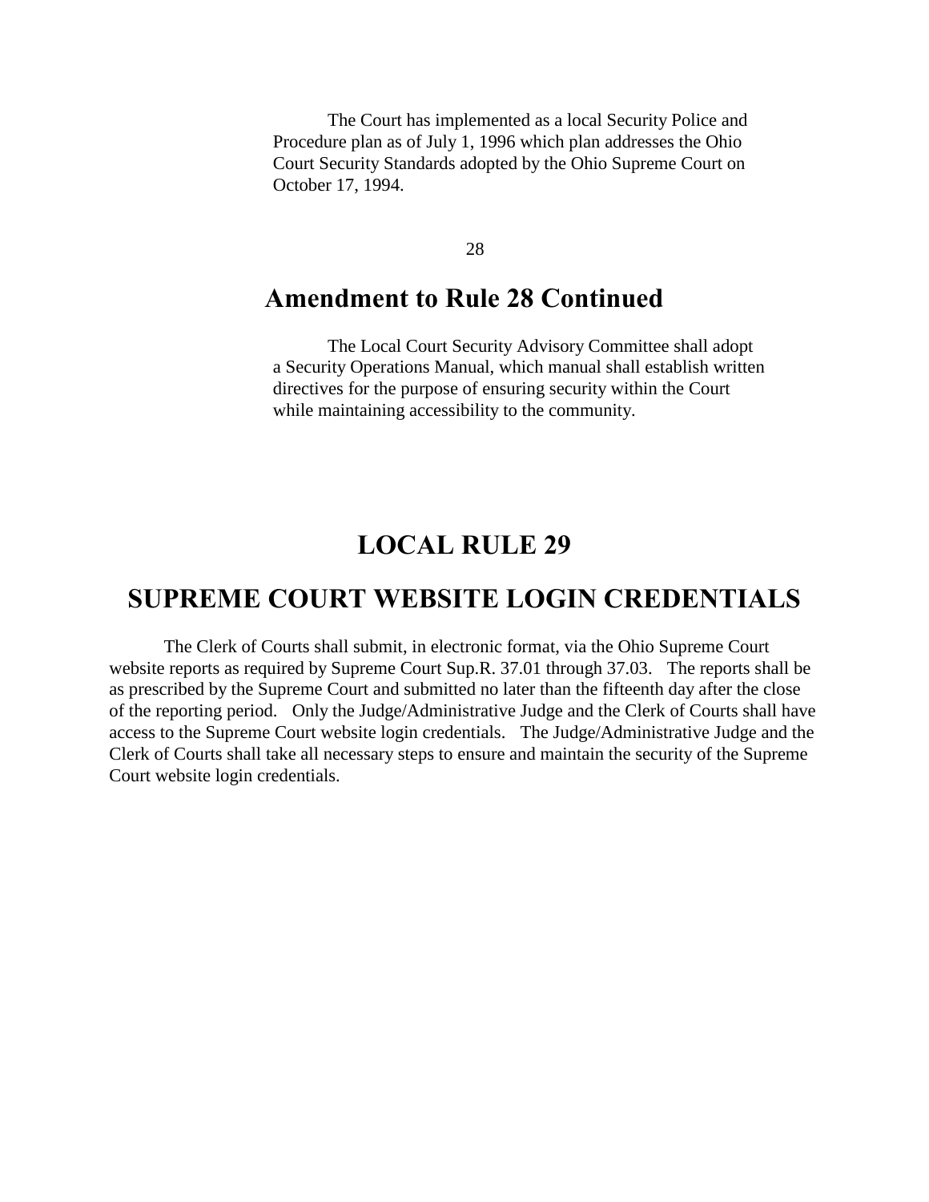The Court has implemented as a local Security Police and Procedure plan as of July 1, 1996 which plan addresses the Ohio Court Security Standards adopted by the Ohio Supreme Court on October 17, 1994.

## Amendment to Rule 28 Continued

The Local Court Security Advisory Committee shall adopt a Security Operations Manual, which manual shall establish written directives for the purpose of ensuring security within the Court while maintaining accessibility to the community.

# LOCAL RULE 29

# SUPREME COURT WEBSITE LOGIN CREDENTIALS

The Clerk of Courts shall submit, in electronic format, via the Ohio Supreme Court website reports as required by Supreme Court Sup.R. 37.01 through 37.03. The reports shall be as prescribed by the Supreme Court and submitted no later than the fifteenth day after the close of the reporting period. Only the Judge/Administrative Judge and the Clerk of Courts shall have access to the Supreme Court website login credentials. The Judge/Administrative Judge and the Clerk of Courts shall take all necessary steps to ensure and maintain the security of the Supreme Court website login credentials.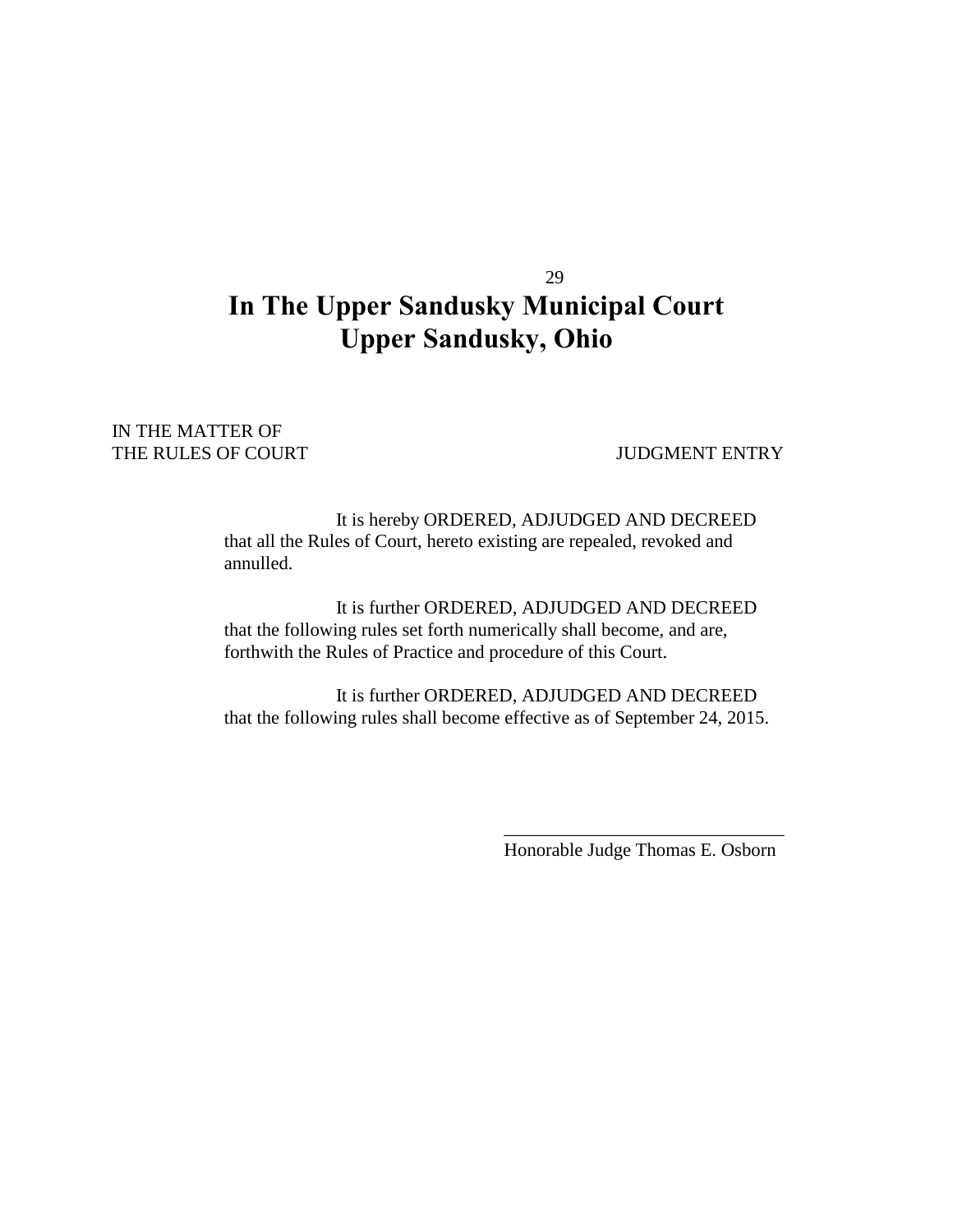# In The Upper Sandusky Municipal Court
# Upper Sandusky, Ohio

IN THE MATTER OF
THE RULES OF COURT JUDGMENT ENTRY

It is hereby ORDERED, ADJUDGED AND DECREED that all the Rules of Court, hereto existing are repealed, revoked and annulled.

It is further ORDERED, ADJUDGED AND DECREED that the following rules set forth numerically shall become, and are, forthwith the Rules of Practice and procedure of this Court.

It is further ORDERED, ADJUDGED AND DECREED that the following rules shall become effective as of September 24, 2015.

______________________________
Honorable Judge Thomas E. Osborn